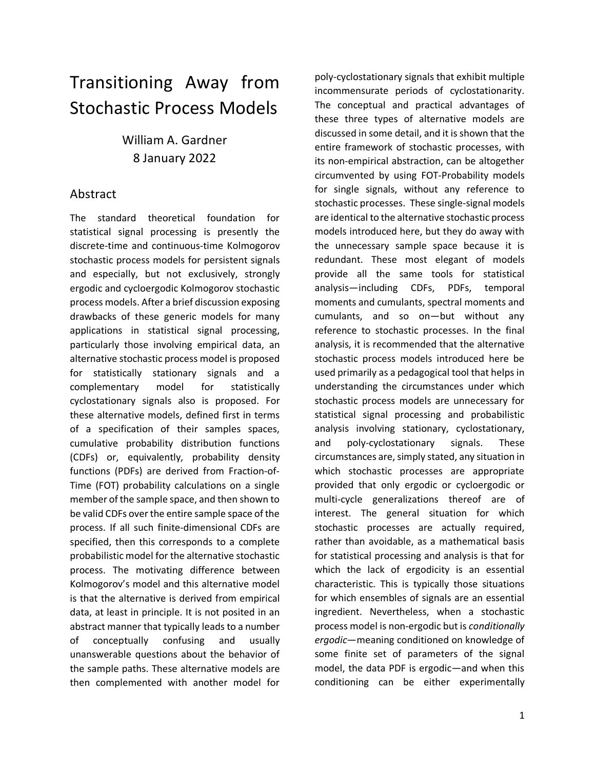# Transitioning Away from Stochastic Process Models

William A. Gardner
8 January 2022

## Abstract

The standard theoretical foundation for statistical signal processing is presently the discrete-time and continuous-time Kolmogorov stochastic process models for persistent signals and especially, but not exclusively, strongly ergodic and cycloergodic Kolmogorov stochastic process models. After a brief discussion exposing drawbacks of these generic models for many applications in statistical signal processing, particularly those involving empirical data, an alternative stochastic process model is proposed for statistically stationary signals and a complementary model for statistically cyclostationary signals also is proposed. For these alternative models, defined first in terms of a specification of their samples spaces, cumulative probability distribution functions (CDFs) or, equivalently, probability density functions (PDFs) are derived from Fraction-of-Time (FOT) probability calculations on a single member of the sample space, and then shown to be valid CDFs over the entire sample space of the process. If all such finite-dimensional CDFs are specified, then this corresponds to a complete probabilistic model for the alternative stochastic process. The motivating difference between Kolmogorov's model and this alternative model is that the alternative is derived from empirical data, at least in principle. It is not posited in an abstract manner that typically leads to a number of conceptually confusing and usually unanswerable questions about the behavior of the sample paths. These alternative models are then complemented with another model for poly-cyclostationary signals that exhibit multiple incommensurate periods of cyclostationarity. The conceptual and practical advantages of these three types of alternative models are discussed in some detail, and it is shown that the entire framework of stochastic processes, with its non-empirical abstraction, can be altogether circumvented by using FOT-Probability models for single signals, without any reference to stochastic processes. These single-signal models are identical to the alternative stochastic process models introduced here, but they do away with the unnecessary sample space because it is redundant. These most elegant of models provide all the same tools for statistical analysis—including CDFs, PDFs, temporal moments and cumulants, spectral moments and cumulants, and so on—but without any reference to stochastic processes. In the final analysis, it is recommended that the alternative stochastic process models introduced here be used primarily as a pedagogical tool that helps in understanding the circumstances under which stochastic process models are unnecessary for statistical signal processing and probabilistic analysis involving stationary, cyclostationary, and poly-cyclostationary signals. These circumstances are, simply stated, any situation in which stochastic processes are appropriate provided that only ergodic or cycloergodic or multi-cycle generalizations thereof are of interest. The general situation for which stochastic processes are actually required, rather than avoidable, as a mathematical basis for statistical processing and analysis is that for which the lack of ergodicity is an essential characteristic. This is typically those situations for which ensembles of signals are an essential ingredient. Nevertheless, when a stochastic process model is non-ergodic but is *conditionally ergodic*—meaning conditioned on knowledge of some finite set of parameters of the signal model, the data PDF is ergodic—and when this conditioning can be either experimentally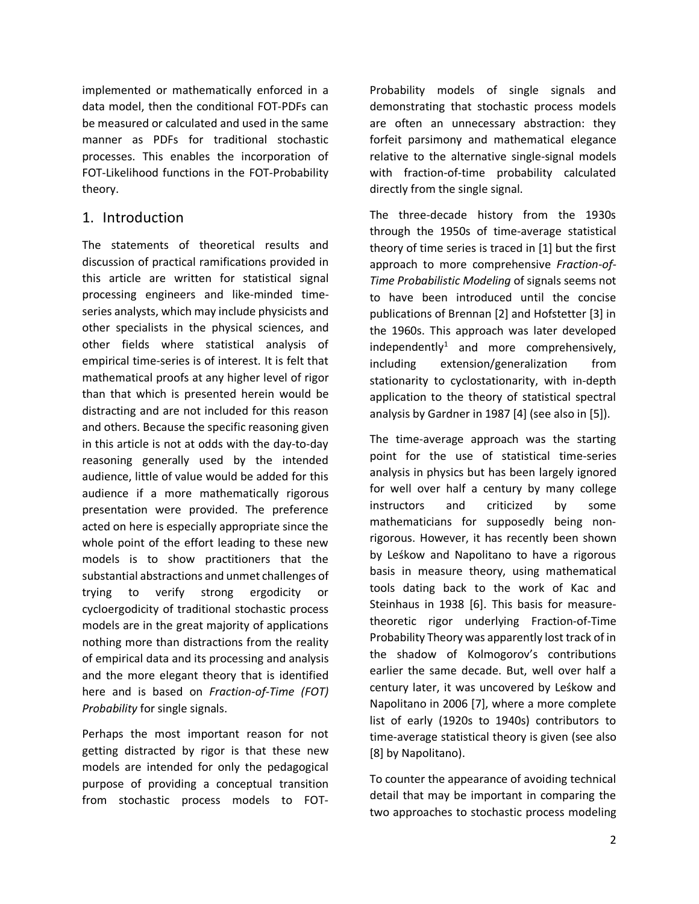implemented or mathematically enforced in a data model, then the conditional FOT-PDFs can be measured or calculated and used in the same manner as PDFs for traditional stochastic processes. This enables the incorporation of FOT-Likelihood functions in the FOT-Probability theory.

## 1. Introduction

The statements of theoretical results and discussion of practical ramifications provided in this article are written for statistical signal processing engineers and like-minded time-series analysts, which may include physicists and other specialists in the physical sciences, and other fields where statistical analysis of empirical time-series is of interest. It is felt that mathematical proofs at any higher level of rigor than that which is presented herein would be distracting and are not included for this reason and others. Because the specific reasoning given in this article is not at odds with the day-to-day reasoning generally used by the intended audience, little of value would be added for this audience if a more mathematically rigorous presentation were provided. The preference acted on here is especially appropriate since the whole point of the effort leading to these new models is to show practitioners that the substantial abstractions and unmet challenges of trying to verify strong ergodicity or cycloergodicity of traditional stochastic process models are in the great majority of applications nothing more than distractions from the reality of empirical data and its processing and analysis and the more elegant theory that is identified here and is based on *Fraction-of-Time (FOT) Probability* for single signals.

Perhaps the most important reason for not getting distracted by rigor is that these new models are intended for only the pedagogical purpose of providing a conceptual transition from stochastic process models to FOT-Probability models of single signals and demonstrating that stochastic process models are often an unnecessary abstraction: they forfeit parsimony and mathematical elegance relative to the alternative single-signal models with fraction-of-time probability calculated directly from the single signal.

The three-decade history from the 1930s through the 1950s of time-average statistical theory of time series is traced in [1] but the first approach to more comprehensive *Fraction-of-Time Probabilistic Modeling* of signals seems not to have been introduced until the concise publications of Brennan [2] and Hofstetter [3] in the 1960s. This approach was later developed independently[1] and more comprehensively, including extension/generalization from stationarity to cyclostationarity, with in-depth application to the theory of statistical spectral analysis by Gardner in 1987 [4] (see also in [5]).

The time-average approach was the starting point for the use of statistical time-series analysis in physics but has been largely ignored for well over half a century by many college instructors and criticized by some mathematicians for supposedly being non-rigorous. However, it has recently been shown by Leśkow and Napolitano to have a rigorous basis in measure theory, using mathematical tools dating back to the work of Kac and Steinhaus in 1938 [6]. This basis for measure-theoretic rigor underlying Fraction-of-Time Probability Theory was apparently lost track of in the shadow of Kolmogorov's contributions earlier the same decade. But, well over half a century later, it was uncovered by Leśkow and Napolitano in 2006 [7], where a more complete list of early (1920s to 1940s) contributors to time-average statistical theory is given (see also [8] by Napolitano).

To counter the appearance of avoiding technical detail that may be important in comparing the two approaches to stochastic process modeling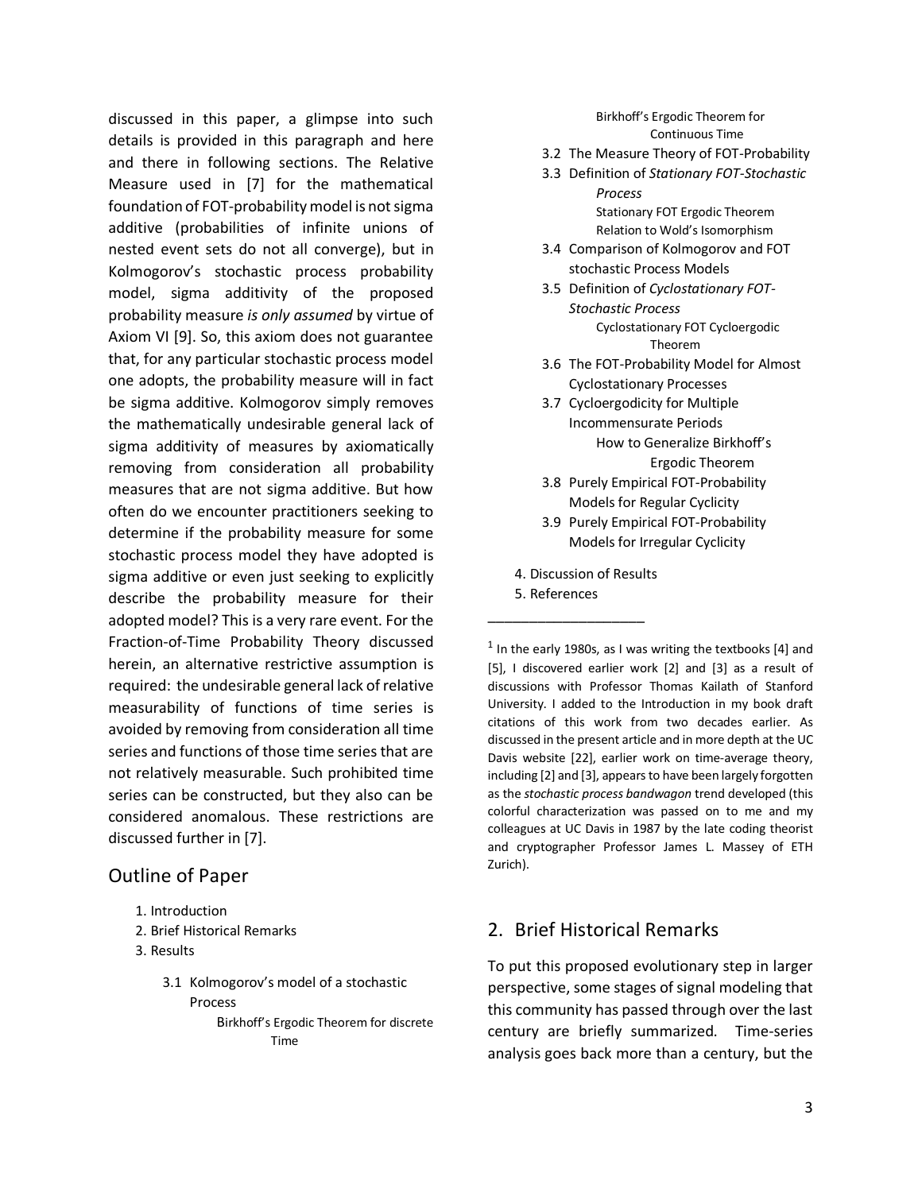discussed in this paper, a glimpse into such details is provided in this paragraph and here and there in following sections. The Relative Measure used in [7] for the mathematical foundation of FOT-probability model is not sigma additive (probabilities of infinite unions of nested event sets do not all converge), but in Kolmogorov's stochastic process probability model, sigma additivity of the proposed probability measure *is only assumed* by virtue of Axiom VI [9]. So, this axiom does not guarantee that, for any particular stochastic process model one adopts, the probability measure will in fact be sigma additive. Kolmogorov simply removes the mathematically undesirable general lack of sigma additivity of measures by axiomatically removing from consideration all probability measures that are not sigma additive. But how often do we encounter practitioners seeking to determine if the probability measure for some stochastic process model they have adopted is sigma additive or even just seeking to explicitly describe the probability measure for their adopted model? This is a very rare event. For the Fraction-of-Time Probability Theory discussed herein, an alternative restrictive assumption is required: the undesirable general lack of relative measurability of functions of time series is avoided by removing from consideration all time series and functions of those time series that are not relatively measurable. Such prohibited time series can be constructed, but they also can be considered anomalous. These restrictions are discussed further in [7].

## Outline of Paper

1. Introduction
2. Brief Historical Remarks
3. Results
   - 3.1 Kolmogorov's model of a stochastic Process
     - Birkhoff's Ergodic Theorem for discrete Time
     - Birkhoff's Ergodic Theorem for Continuous Time
   - 3.2 The Measure Theory of FOT-Probability
   - 3.3 Definition of *Stationary FOT-Stochastic Process*
     - Stationary FOT Ergodic Theorem
     - Relation to Wold's Isomorphism
   - 3.4 Comparison of Kolmogorov and FOT stochastic Process Models
   - 3.5 Definition of *Cyclostationary FOT-Stochastic Process*
     - Cyclostationary FOT Cycloergodic Theorem
   - 3.6 The FOT-Probability Model for Almost Cyclostationary Processes
   - 3.7 Cycloergodicity for Multiple Incommensurate Periods
     - How to Generalize Birkhoff's Ergodic Theorem
   - 3.8 Purely Empirical FOT-Probability Models for Regular Cyclicity
   - 3.9 Purely Empirical FOT-Probability Models for Irregular Cyclicity
4. Discussion of Results
5. References

---

[1] In the early 1980s, as I was writing the textbooks [4] and [5], I discovered earlier work [2] and [3] as a result of discussions with Professor Thomas Kailath of Stanford University. I added to the Introduction in my book draft citations of this work from two decades earlier. As discussed in the present article and in more depth at the UC Davis website [22], earlier work on time-average theory, including [2] and [3], appears to have been largely forgotten as the *stochastic process bandwagon* trend developed (this colorful characterization was passed on to me and my colleagues at UC Davis in 1987 by the late coding theorist and cryptographer Professor James L. Massey of ETH Zurich).

## 2. Brief Historical Remarks

To put this proposed evolutionary step in larger perspective, some stages of signal modeling that this community has passed through over the last century are briefly summarized. Time-series analysis goes back more than a century, but the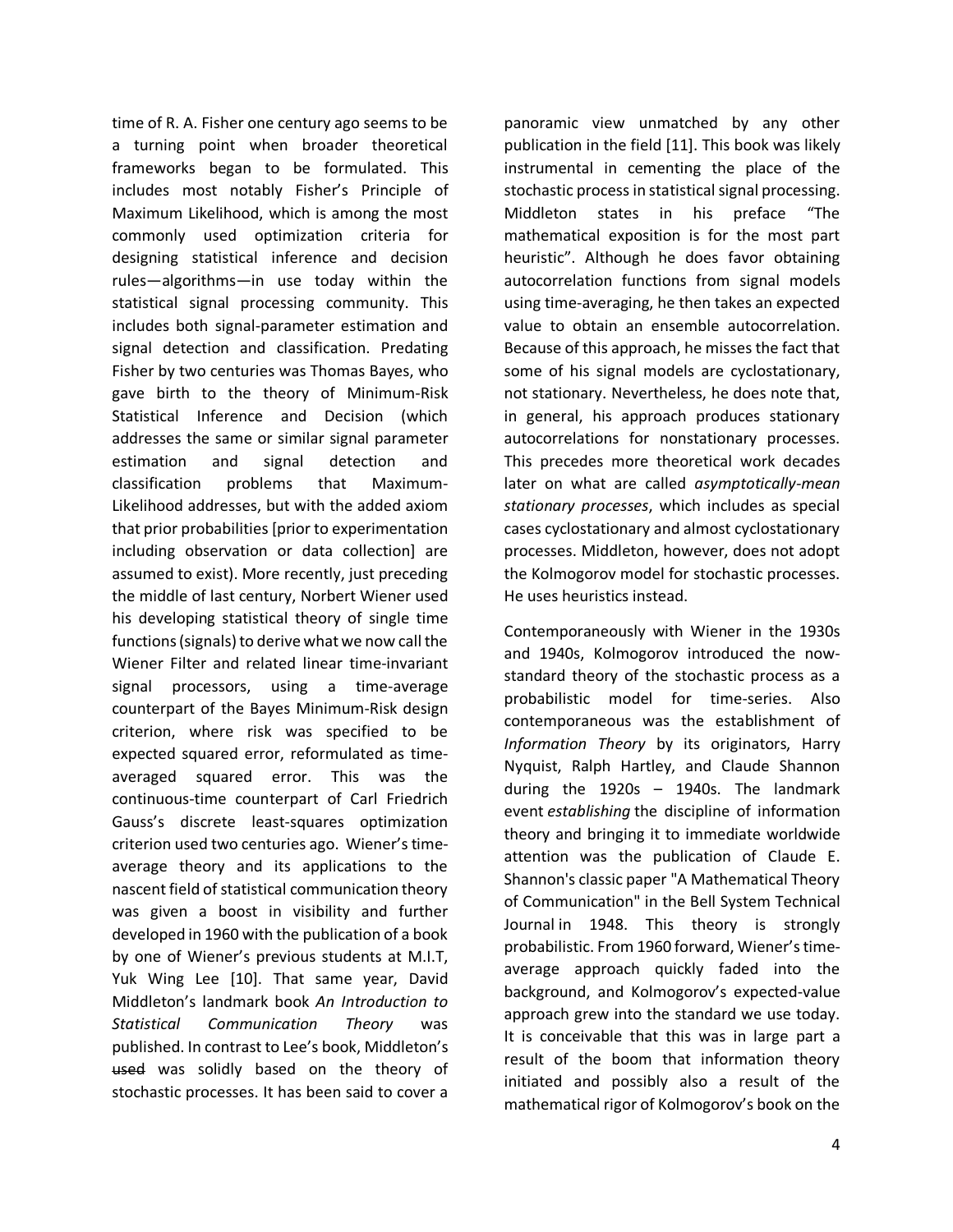time of R. A. Fisher one century ago seems to be a turning point when broader theoretical frameworks began to be formulated. This includes most notably Fisher's Principle of Maximum Likelihood, which is among the most commonly used optimization criteria for designing statistical inference and decision rules—algorithms—in use today within the statistical signal processing community. This includes both signal-parameter estimation and signal detection and classification. Predating Fisher by two centuries was Thomas Bayes, who gave birth to the theory of Minimum-Risk Statistical Inference and Decision (which addresses the same or similar signal parameter estimation and signal detection and classification problems that Maximum-Likelihood addresses, but with the added axiom that prior probabilities [prior to experimentation including observation or data collection] are assumed to exist). More recently, just preceding the middle of last century, Norbert Wiener used his developing statistical theory of single time functions (signals) to derive what we now call the Wiener Filter and related linear time-invariant signal processors, using a time-average counterpart of the Bayes Minimum-Risk design criterion, where risk was specified to be expected squared error, reformulated as time-averaged squared error. This was the continuous-time counterpart of Carl Friedrich Gauss's discrete least-squares optimization criterion used two centuries ago. Wiener's time-average theory and its applications to the nascent field of statistical communication theory was given a boost in visibility and further developed in 1960 with the publication of a book by one of Wiener's previous students at M.I.T, Yuk Wing Lee [10]. That same year, David Middleton's landmark book *An Introduction to Statistical Communication Theory* was published. In contrast to Lee's book, Middleton's ~~used~~ was solidly based on the theory of stochastic processes. It has been said to cover a panoramic view unmatched by any other publication in the field [11]. This book was likely instrumental in cementing the place of the stochastic process in statistical signal processing. Middleton states in his preface "The mathematical exposition is for the most part heuristic". Although he does favor obtaining autocorrelation functions from signal models using time-averaging, he then takes an expected value to obtain an ensemble autocorrelation. Because of this approach, he misses the fact that some of his signal models are cyclostationary, not stationary. Nevertheless, he does note that, in general, his approach produces stationary autocorrelations for nonstationary processes. This precedes more theoretical work decades later on what are called *asymptotically-mean stationary processes*, which includes as special cases cyclostationary and almost cyclostationary processes. Middleton, however, does not adopt the Kolmogorov model for stochastic processes. He uses heuristics instead.

Contemporaneously with Wiener in the 1930s and 1940s, Kolmogorov introduced the now-standard theory of the stochastic process as a probabilistic model for time-series. Also contemporaneous was the establishment of *Information Theory* by its originators, Harry Nyquist, Ralph Hartley, and Claude Shannon during the 1920s – 1940s. The landmark event *establishing* the discipline of information theory and bringing it to immediate worldwide attention was the publication of Claude E. Shannon's classic paper "A Mathematical Theory of Communication" in the Bell System Technical Journal in 1948. This theory is strongly probabilistic. From 1960 forward, Wiener's time-average approach quickly faded into the background, and Kolmogorov's expected-value approach grew into the standard we use today. It is conceivable that this was in large part a result of the boom that information theory initiated and possibly also a result of the mathematical rigor of Kolmogorov's book on the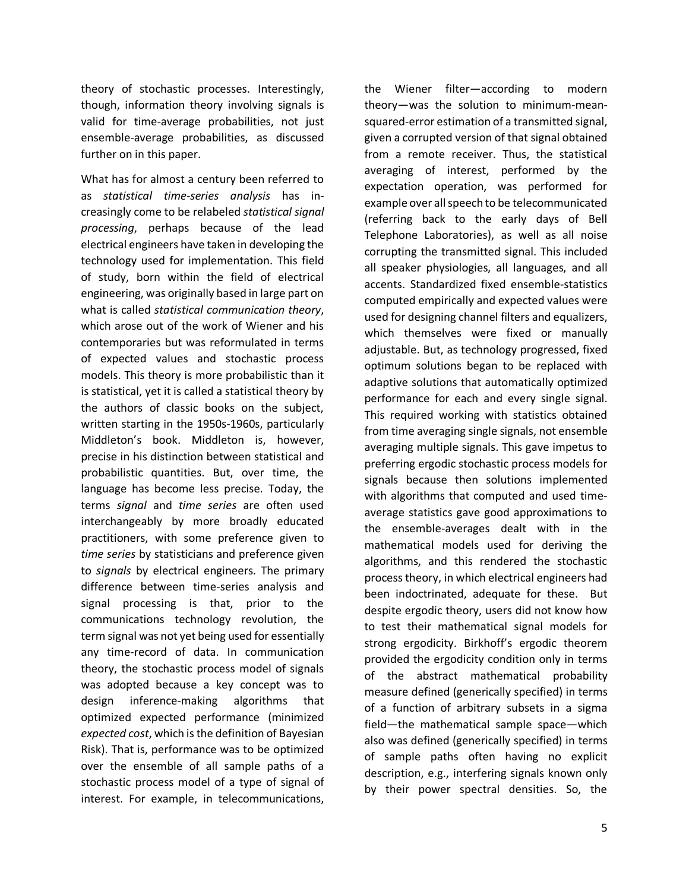theory of stochastic processes. Interestingly, though, information theory involving signals is valid for time-average probabilities, not just ensemble-average probabilities, as discussed further on in this paper.

What has for almost a century been referred to as *statistical time-series analysis* has increasingly come to be relabeled *statistical signal processing*, perhaps because of the lead electrical engineers have taken in developing the technology used for implementation. This field of study, born within the field of electrical engineering, was originally based in large part on what is called *statistical communication theory*, which arose out of the work of Wiener and his contemporaries but was reformulated in terms of expected values and stochastic process models. This theory is more probabilistic than it is statistical, yet it is called a statistical theory by the authors of classic books on the subject, written starting in the 1950s-1960s, particularly Middleton's book. Middleton is, however, precise in his distinction between statistical and probabilistic quantities. But, over time, the language has become less precise. Today, the terms *signal* and *time series* are often used interchangeably by more broadly educated practitioners, with some preference given to *time series* by statisticians and preference given to *signals* by electrical engineers. The primary difference between time-series analysis and signal processing is that, prior to the communications technology revolution, the term signal was not yet being used for essentially any time-record of data. In communication theory, the stochastic process model of signals was adopted because a key concept was to design inference-making algorithms that optimized expected performance (minimized *expected cost*, which is the definition of Bayesian Risk). That is, performance was to be optimized over the ensemble of all sample paths of a stochastic process model of a type of signal of interest. For example, in telecommunications, the Wiener filter—according to modern theory—was the solution to minimum-mean-squared-error estimation of a transmitted signal, given a corrupted version of that signal obtained from a remote receiver. Thus, the statistical averaging of interest, performed by the expectation operation, was performed for example over all speech to be telecommunicated (referring back to the early days of Bell Telephone Laboratories), as well as all noise corrupting the transmitted signal. This included all speaker physiologies, all languages, and all accents. Standardized fixed ensemble-statistics computed empirically and expected values were used for designing channel filters and equalizers, which themselves were fixed or manually adjustable. But, as technology progressed, fixed optimum solutions began to be replaced with adaptive solutions that automatically optimized performance for each and every single signal. This required working with statistics obtained from time averaging single signals, not ensemble averaging multiple signals. This gave impetus to preferring ergodic stochastic process models for signals because then solutions implemented with algorithms that computed and used time-average statistics gave good approximations to the ensemble-averages dealt with in the mathematical models used for deriving the algorithms, and this rendered the stochastic process theory, in which electrical engineers had been indoctrinated, adequate for these. But despite ergodic theory, users did not know how to test their mathematical signal models for strong ergodicity. Birkhoff's ergodic theorem provided the ergodicity condition only in terms of the abstract mathematical probability measure defined (generically specified) in terms of a function of arbitrary subsets in a sigma field—the mathematical sample space—which also was defined (generically specified) in terms of sample paths often having no explicit description, e.g., interfering signals known only by their power spectral densities. So, the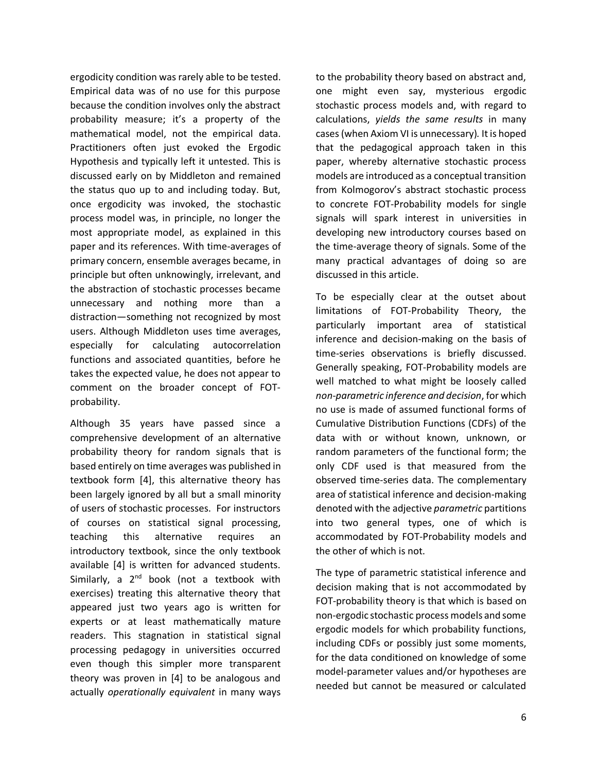ergodicity condition was rarely able to be tested. Empirical data was of no use for this purpose because the condition involves only the abstract probability measure; it's a property of the mathematical model, not the empirical data. Practitioners often just evoked the Ergodic Hypothesis and typically left it untested. This is discussed early on by Middleton and remained the status quo up to and including today. But, once ergodicity was invoked, the stochastic process model was, in principle, no longer the most appropriate model, as explained in this paper and its references. With time-averages of primary concern, ensemble averages became, in principle but often unknowingly, irrelevant, and the abstraction of stochastic processes became unnecessary and nothing more than a distraction—something not recognized by most users. Although Middleton uses time averages, especially for calculating autocorrelation functions and associated quantities, before he takes the expected value, he does not appear to comment on the broader concept of FOT-probability.

Although 35 years have passed since a comprehensive development of an alternative probability theory for random signals that is based entirely on time averages was published in textbook form [4], this alternative theory has been largely ignored by all but a small minority of users of stochastic processes. For instructors of courses on statistical signal processing, teaching this alternative requires an introductory textbook, since the only textbook available [4] is written for advanced students. Similarly, a 2nd book (not a textbook with exercises) treating this alternative theory that appeared just two years ago is written for experts or at least mathematically mature readers. This stagnation in statistical signal processing pedagogy in universities occurred even though this simpler more transparent theory was proven in [4] to be analogous and actually *operationally equivalent* in many ways to the probability theory based on abstract and, one might even say, mysterious ergodic stochastic process models and, with regard to calculations, *yields the same results* in many cases (when Axiom VI is unnecessary). It is hoped that the pedagogical approach taken in this paper, whereby alternative stochastic process models are introduced as a conceptual transition from Kolmogorov's abstract stochastic process to concrete FOT-Probability models for single signals will spark interest in universities in developing new introductory courses based on the time-average theory of signals. Some of the many practical advantages of doing so are discussed in this article.

To be especially clear at the outset about limitations of FOT-Probability Theory, the particularly important area of statistical inference and decision-making on the basis of time-series observations is briefly discussed. Generally speaking, FOT-Probability models are well matched to what might be loosely called *non-parametric inference and decision*, for which no use is made of assumed functional forms of Cumulative Distribution Functions (CDFs) of the data with or without known, unknown, or random parameters of the functional form; the only CDF used is that measured from the observed time-series data. The complementary area of statistical inference and decision-making denoted with the adjective *parametric* partitions into two general types, one of which is accommodated by FOT-Probability models and the other of which is not.

The type of parametric statistical inference and decision making that is not accommodated by FOT-probability theory is that which is based on non-ergodic stochastic process models and some ergodic models for which probability functions, including CDFs or possibly just some moments, for the data conditioned on knowledge of some model-parameter values and/or hypotheses are needed but cannot be measured or calculated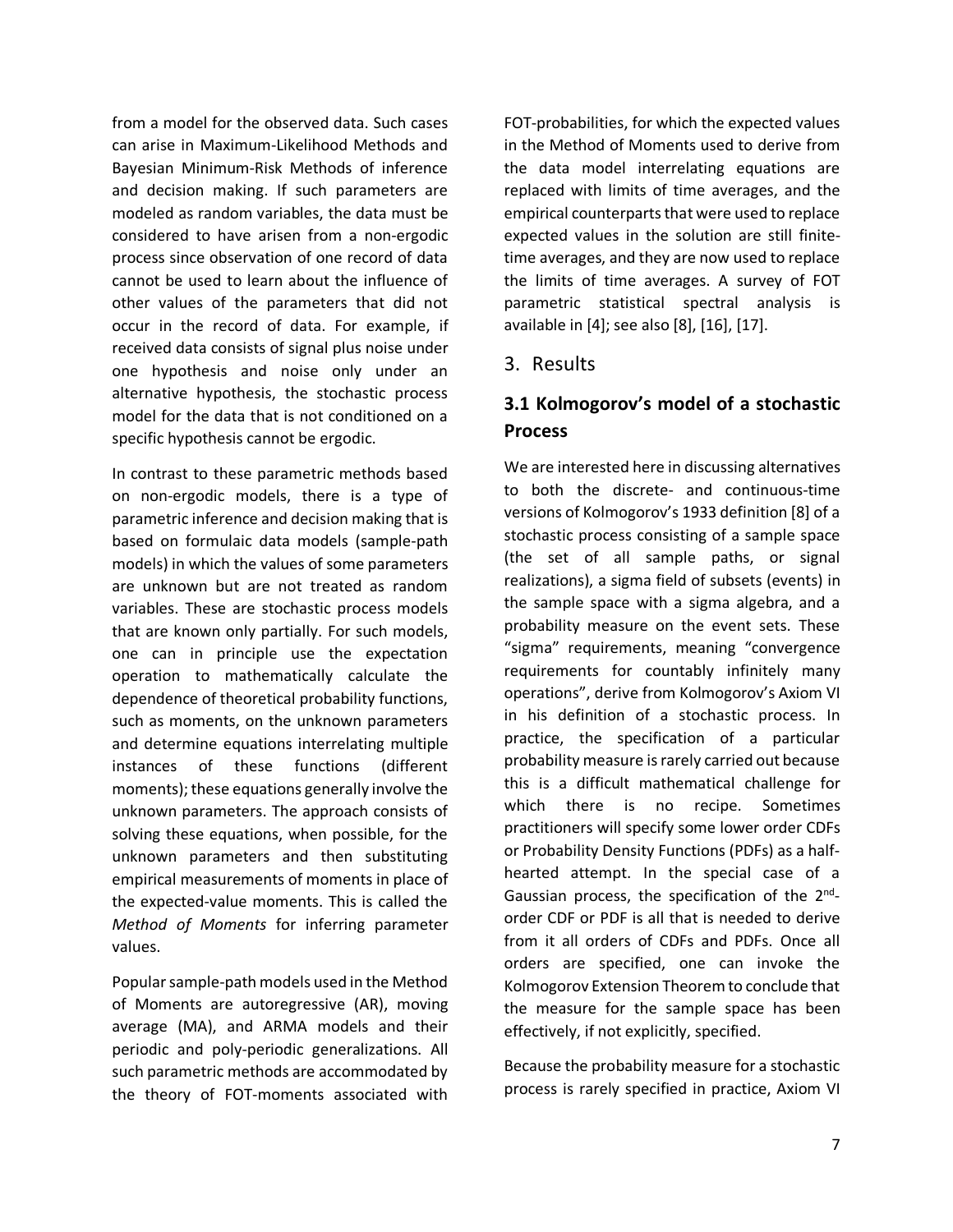from a model for the observed data. Such cases can arise in Maximum-Likelihood Methods and Bayesian Minimum-Risk Methods of inference and decision making. If such parameters are modeled as random variables, the data must be considered to have arisen from a non-ergodic process since observation of one record of data cannot be used to learn about the influence of other values of the parameters that did not occur in the record of data. For example, if received data consists of signal plus noise under one hypothesis and noise only under an alternative hypothesis, the stochastic process model for the data that is not conditioned on a specific hypothesis cannot be ergodic.

In contrast to these parametric methods based on non-ergodic models, there is a type of parametric inference and decision making that is based on formulaic data models (sample-path models) in which the values of some parameters are unknown but are not treated as random variables. These are stochastic process models that are known only partially. For such models, one can in principle use the expectation operation to mathematically calculate the dependence of theoretical probability functions, such as moments, on the unknown parameters and determine equations interrelating multiple instances of these functions (different moments); these equations generally involve the unknown parameters. The approach consists of solving these equations, when possible, for the unknown parameters and then substituting empirical measurements of moments in place of the expected-value moments. This is called the *Method of Moments* for inferring parameter values.

Popular sample-path models used in the Method of Moments are autoregressive (AR), moving average (MA), and ARMA models and their periodic and poly-periodic generalizations. All such parametric methods are accommodated by the theory of FOT-moments associated with FOT-probabilities, for which the expected values in the Method of Moments used to derive from the data model interrelating equations are replaced with limits of time averages, and the empirical counterparts that were used to replace expected values in the solution are still finite-time averages, and they are now used to replace the limits of time averages. A survey of FOT parametric statistical spectral analysis is available in [4]; see also [8], [16], [17].

## 3. Results

### 3.1 Kolmogorov's model of a stochastic Process

We are interested here in discussing alternatives to both the discrete- and continuous-time versions of Kolmogorov's 1933 definition [8] of a stochastic process consisting of a sample space (the set of all sample paths, or signal realizations), a sigma field of subsets (events) in the sample space with a sigma algebra, and a probability measure on the event sets. These "sigma" requirements, meaning "convergence requirements for countably infinitely many operations", derive from Kolmogorov's Axiom VI in his definition of a stochastic process. In practice, the specification of a particular probability measure is rarely carried out because this is a difficult mathematical challenge for which there is no recipe. Sometimes practitioners will specify some lower order CDFs or Probability Density Functions (PDFs) as a half-hearted attempt. In the special case of a Gaussian process, the specification of the 2nd-order CDF or PDF is all that is needed to derive from it all orders of CDFs and PDFs. Once all orders are specified, one can invoke the Kolmogorov Extension Theorem to conclude that the measure for the sample space has been effectively, if not explicitly, specified.

Because the probability measure for a stochastic process is rarely specified in practice, Axiom VI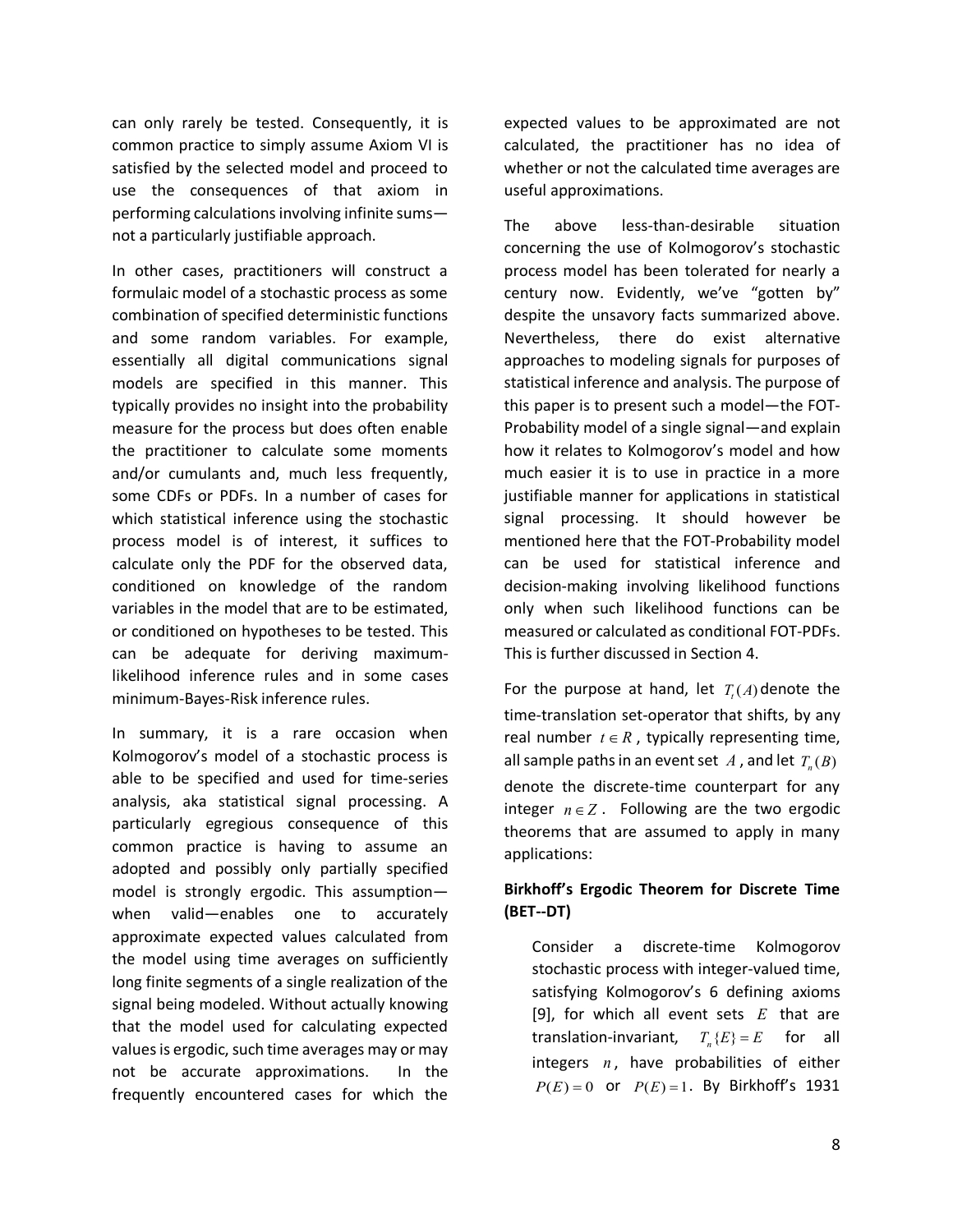can only rarely be tested. Consequently, it is common practice to simply assume Axiom VI is satisfied by the selected model and proceed to use the consequences of that axiom in performing calculations involving infinite sums—not a particularly justifiable approach.

In other cases, practitioners will construct a formulaic model of a stochastic process as some combination of specified deterministic functions and some random variables. For example, essentially all digital communications signal models are specified in this manner. This typically provides no insight into the probability measure for the process but does often enable the practitioner to calculate some moments and/or cumulants and, much less frequently, some CDFs or PDFs. In a number of cases for which statistical inference using the stochastic process model is of interest, it suffices to calculate only the PDF for the observed data, conditioned on knowledge of the random variables in the model that are to be estimated, or conditioned on hypotheses to be tested. This can be adequate for deriving maximum-likelihood inference rules and in some cases minimum-Bayes-Risk inference rules.

In summary, it is a rare occasion when Kolmogorov's model of a stochastic process is able to be specified and used for time-series analysis, aka statistical signal processing. A particularly egregious consequence of this common practice is having to assume an adopted and possibly only partially specified model is strongly ergodic. This assumption—when valid—enables one to accurately approximate expected values calculated from the model using time averages on sufficiently long finite segments of a single realization of the signal being modeled. Without actually knowing that the model used for calculating expected values is ergodic, such time averages may or may not be accurate approximations. In the frequently encountered cases for which the expected values to be approximated are not calculated, the practitioner has no idea of whether or not the calculated time averages are useful approximations.

The above less-than-desirable situation concerning the use of Kolmogorov's stochastic process model has been tolerated for nearly a century now. Evidently, we've "gotten by" despite the unsavory facts summarized above. Nevertheless, there do exist alternative approaches to modeling signals for purposes of statistical inference and analysis. The purpose of this paper is to present such a model—the FOT-Probability model of a single signal—and explain how it relates to Kolmogorov's model and how much easier it is to use in practice in a more justifiable manner for applications in statistical signal processing. It should however be mentioned here that the FOT-Probability model can be used for statistical inference and decision-making involving likelihood functions only when such likelihood functions can be measured or calculated as conditional FOT-PDFs. This is further discussed in Section 4.

For the purpose at hand, let $T_t(A)$ denote the time-translation set-operator that shifts, by any real number $t \in R$, typically representing time, all sample paths in an event set $A$, and let $T_n(B)$ denote the discrete-time counterpart for any integer $n \in Z$. Following are the two ergodic theorems that are assumed to apply in many applications:

**Birkhoff's Ergodic Theorem for Discrete Time (BET--DT)**

Consider a discrete-time Kolmogorov stochastic process with integer-valued time, satisfying Kolmogorov's 6 defining axioms [9], for which all event sets $E$ that are translation-invariant, $T_n\{E\} = E$ for all integers $n$, have probabilities of either $P(E) = 0$ or $P(E) = 1$. By Birkhoff's 1931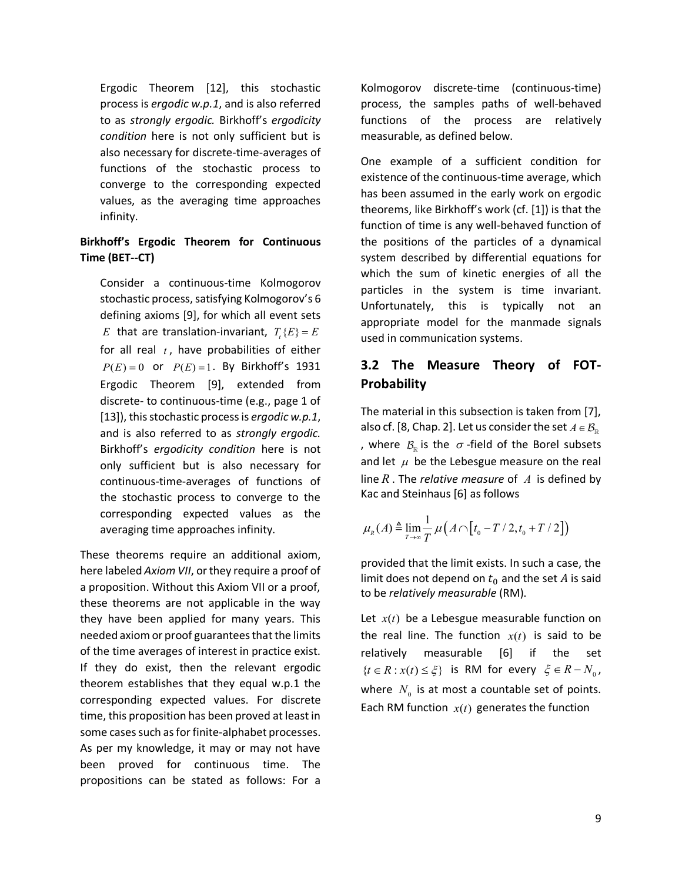Ergodic Theorem [12], this stochastic process is *ergodic w.p.1*, and is also referred to as *strongly ergodic.* Birkhoff's *ergodicity condition* here is not only sufficient but is also necessary for discrete-time-averages of functions of the stochastic process to converge to the corresponding expected values, as the averaging time approaches infinity.

**Birkhoff's Ergodic Theorem for Continuous Time (BET--CT)**

Consider a continuous-time Kolmogorov stochastic process, satisfying Kolmogorov's 6 defining axioms [9], for which all event sets $E$ that are translation-invariant, $T_t\{E\} = E$ for all real $t$, have probabilities of either $P(E) = 0$ or $P(E) = 1$. By Birkhoff's 1931 Ergodic Theorem [9], extended from discrete- to continuous-time (e.g., page 1 of [13]), this stochastic process is *ergodic w.p.1*, and is also referred to as *strongly ergodic.* Birkhoff's *ergodicity condition* here is not only sufficient but is also necessary for continuous-time-averages of functions of the stochastic process to converge to the corresponding expected values as the averaging time approaches infinity.

These theorems require an additional axiom, here labeled *Axiom VII*, or they require a proof of a proposition. Without this Axiom VII or a proof, these theorems are not applicable in the way they have been applied for many years. This needed axiom or proof guarantees that the limits of the time averages of interest in practice exist. If they do exist, then the relevant ergodic theorem establishes that they equal w.p.1 the corresponding expected values. For discrete time, this proposition has been proved at least in some cases such as for finite-alphabet processes. As per my knowledge, it may or may not have been proved for continuous time. The propositions can be stated as follows: For a Kolmogorov discrete-time (continuous-time) process, the samples paths of well-behaved functions of the process are relatively measurable, as defined below.

One example of a sufficient condition for existence of the continuous-time average, which has been assumed in the early work on ergodic theorems, like Birkhoff's work (cf. [1]) is that the function of time is any well-behaved function of the positions of the particles of a dynamical system described by differential equations for which the sum of kinetic energies of all the particles in the system is time invariant. Unfortunately, this is typically not an appropriate model for the manmade signals used in communication systems.

## 3.2 The Measure Theory of FOT-Probability

The material in this subsection is taken from [7], also cf. [8, Chap. 2]. Let us consider the set $A \in \mathcal{B}_{\mathbb{R}}$, where $\mathcal{B}_{\mathbb{R}}$ is the $\sigma$-field of the Borel subsets and let $\mu$ be the Lebesgue measure on the real line $R$. The *relative measure* of $A$ is defined by Kac and Steinhaus [6] as follows

$$\mu_R(A) \triangleq \lim_{T\to\infty} \frac{1}{T} \mu\left(A \cap \left[t_0 - T/2, t_0 + T/2\right]\right)$$

provided that the limit exists. In such a case, the limit does not depend on $t_0$ and the set $A$ is said to be *relatively measurable* (RM).

Let $x(t)$ be a Lebesgue measurable function on the real line. The function $x(t)$ is said to be relatively measurable [6] if the set $\{t \in R : x(t) \le \xi\}$ is RM for every $\xi \in R - N_0$, where $N_0$ is at most a countable set of points. Each RM function $x(t)$ generates the function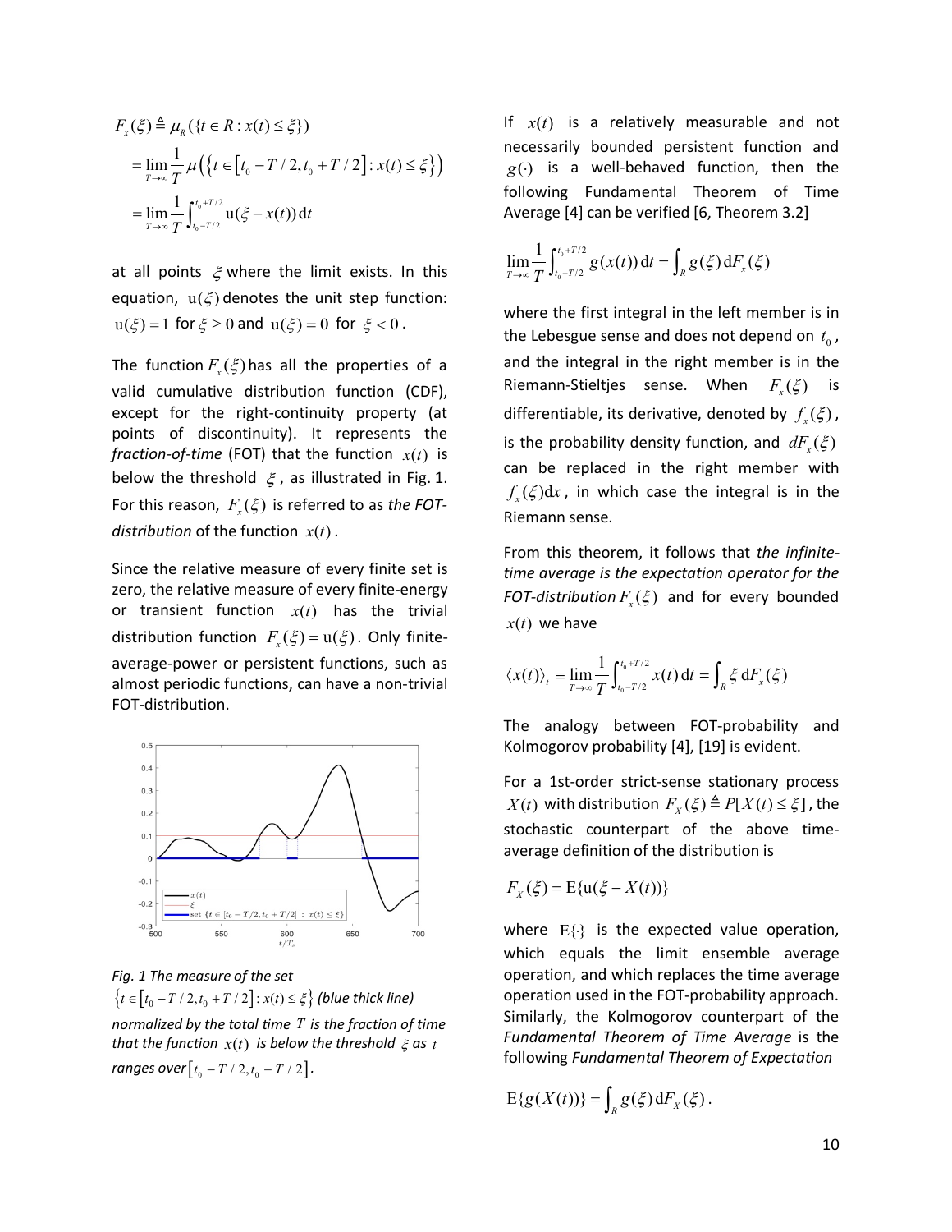$$
\begin{aligned}
F_x(\xi) &\triangleq \mu_R(\{t \in R : x(t) \le \xi\}) \\
&= \lim_{T\to\infty} \frac{1}{T} \mu\left(\left\{t \in \left[t_0 - T/2, t_0 + T/2\right] : x(t) \le \xi\right\}\right) \\
&= \lim_{T\to\infty} \frac{1}{T} \int_{t_0 - T/2}^{t_0 + T/2} \mathrm{u}(\xi - x(t))\, \mathrm{d}t
\end{aligned}
$$

at all points $\xi$ where the limit exists. In this equation, $\mathrm{u}(\xi)$ denotes the unit step function: $\mathrm{u}(\xi) = 1$ for $\xi \ge 0$ and $\mathrm{u}(\xi) = 0$ for $\xi < 0$.

The function $F_x(\xi)$ has all the properties of a valid cumulative distribution function (CDF), except for the right-continuity property (at points of discontinuity). It represents the *fraction-of-time* (FOT) that the function $x(t)$ is below the threshold $\xi$, as illustrated in Fig. 1. For this reason, $F_x(\xi)$ is referred to as *the FOT-distribution* of the function $x(t)$.

Since the relative measure of every finite set is zero, the relative measure of every finite-energy or transient function $x(t)$ has the trivial distribution function $F_x(\xi) = \mathrm{u}(\xi)$. Only finite-average-power or persistent functions, such as almost periodic functions, can have a non-trivial FOT-distribution.

*Fig. 1 The measure of the set $\left\{t \in \left[t_0 - T/2, t_0 + T/2\right] : x(t) \le \xi\right\}$ (blue thick line) normalized by the total time $T$ is the fraction of time that the function $x(t)$ is below the threshold $\xi$ as $t$ ranges over $\left[t_0 - T/2, t_0 + T/2\right]$.*

If $x(t)$ is a relatively measurable and not necessarily bounded persistent function and $g(\cdot)$ is a well-behaved function, then the following Fundamental Theorem of Time Average [4] can be verified [6, Theorem 3.2]

$$
\lim_{T\to\infty} \frac{1}{T} \int_{t_0 - T/2}^{t_0 + T/2} g(x(t))\, \mathrm{d}t = \int_R g(\xi)\, \mathrm{d}F_x(\xi)
$$

where the first integral in the left member is in the Lebesgue sense and does not depend on $t_0$, and the integral in the right member is in the Riemann-Stieltjes sense. When $F_x(\xi)$ is differentiable, its derivative, denoted by $f_x(\xi)$, is the probability density function, and $dF_x(\xi)$ can be replaced in the right member with $f_x(\xi)\mathrm{d}x$, in which case the integral is in the Riemann sense.

From this theorem, it follows that *the infinite-time average is the expectation operator for the FOT-distribution* $F_x(\xi)$ and for every bounded $x(t)$ we have

$$
\langle x(t) \rangle_t \equiv \lim_{T\to\infty} \frac{1}{T} \int_{t_0 - T/2}^{t_0 + T/2} x(t)\, \mathrm{d}t = \int_R \xi\, \mathrm{d}F_x(\xi)
$$

The analogy between FOT-probability and Kolmogorov probability [4], [19] is evident.

For a 1st-order strict-sense stationary process $X(t)$ with distribution $F_X(\xi) \triangleq P[X(t) \le \xi]$, the stochastic counterpart of the above time-average definition of the distribution is

$$
F_X(\xi) = \mathrm{E}\{\mathrm{u}(\xi - X(t))\}
$$

where $\mathrm{E}\{\cdot\}$ is the expected value operation, which equals the limit ensemble average operation, and which replaces the time average operation used in the FOT-probability approach. Similarly, the Kolmogorov counterpart of the *Fundamental Theorem of Time Average* is the following *Fundamental Theorem of Expectation*

$$
\mathrm{E}\{g(X(t))\} = \int_R g(\xi)\, \mathrm{d}F_X(\xi).
$$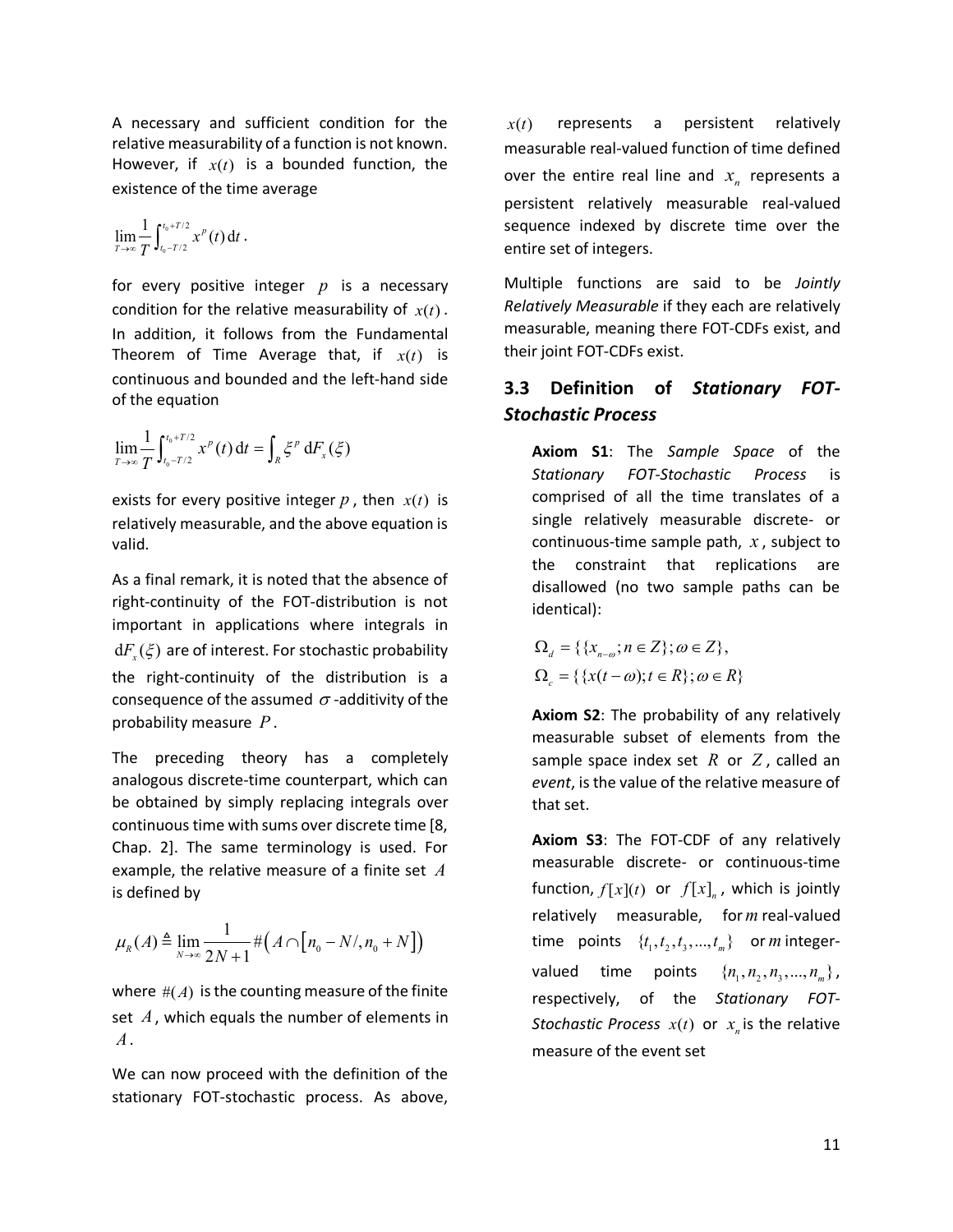A necessary and sufficient condition for the relative measurability of a function is not known. However, if $x(t)$ is a bounded function, the existence of the time average

$$\lim_{T\to\infty}\frac{1}{T}\int_{t_0-T/2}^{t_0+T/2} x^p(t)\,\mathrm{d}t\,.$$

for every positive integer $p$ is a necessary condition for the relative measurability of $x(t)$. In addition, it follows from the Fundamental Theorem of Time Average that, if $x(t)$ is continuous and bounded and the left-hand side of the equation

$$\lim_{T\to\infty}\frac{1}{T}\int_{t_0-T/2}^{t_0+T/2} x^p(t)\,\mathrm{d}t = \int_R \xi^p\,\mathrm{d}F_x(\xi)$$

exists for every positive integer $p$, then $x(t)$ is relatively measurable, and the above equation is valid.

As a final remark, it is noted that the absence of right-continuity of the FOT-distribution is not important in applications where integrals in $\mathrm{d}F_x(\xi)$ are of interest. For stochastic probability the right-continuity of the distribution is a consequence of the assumed $\sigma$-additivity of the probability measure $P$.

The preceding theory has a completely analogous discrete-time counterpart, which can be obtained by simply replacing integrals over continuous time with sums over discrete time [8, Chap. 2]. The same terminology is used. For example, the relative measure of a finite set $A$ is defined by

$$\mu_R(A) \triangleq \lim_{N\to\infty}\frac{1}{2N+1}\#\left(A\cap\left[n_0-N/,n_0+N\right]\right)$$

where $\#(A)$ is the counting measure of the finite set $A$, which equals the number of elements in $A$.

We can now proceed with the definition of the stationary FOT-stochastic process. As above, $x(t)$ represents a persistent relatively measurable real-valued function of time defined over the entire real line and $x_n$ represents a persistent relatively measurable real-valued sequence indexed by discrete time over the entire set of integers.

Multiple functions are said to be *Jointly Relatively Measurable* if they each are relatively measurable, meaning there FOT-CDFs exist, and their joint FOT-CDFs exist.

## 3.3 Definition of *Stationary FOT-Stochastic Process*

**Axiom S1**: The *Sample Space* of the *Stationary FOT-Stochastic Process* is comprised of all the time translates of a single relatively measurable discrete- or continuous-time sample path, $x$, subject to the constraint that replications are disallowed (no two sample paths can be identical):

$$\Omega_d = \{\{x_{n-\omega}; n\in Z\}; \omega\in Z\},$$
$$\Omega_c = \{\{x(t-\omega); t\in R\}; \omega\in R\}$$

**Axiom S2**: The probability of any relatively measurable subset of elements from the sample space index set $R$ or $Z$, called an *event*, is the value of the relative measure of that set.

**Axiom S3**: The FOT-CDF of any relatively measurable discrete- or continuous-time function, $f[x](t)$ or $f[x]_n$, which is jointly relatively measurable, for $m$ real-valued time points $\{t_1,t_2,t_3,\ldots,t_m\}$ or $m$ integer-valued time points $\{n_1,n_2,n_3,\ldots,n_m\}$, respectively, of the *Stationary FOT-Stochastic Process* $x(t)$ or $x_n$ is the relative measure of the event set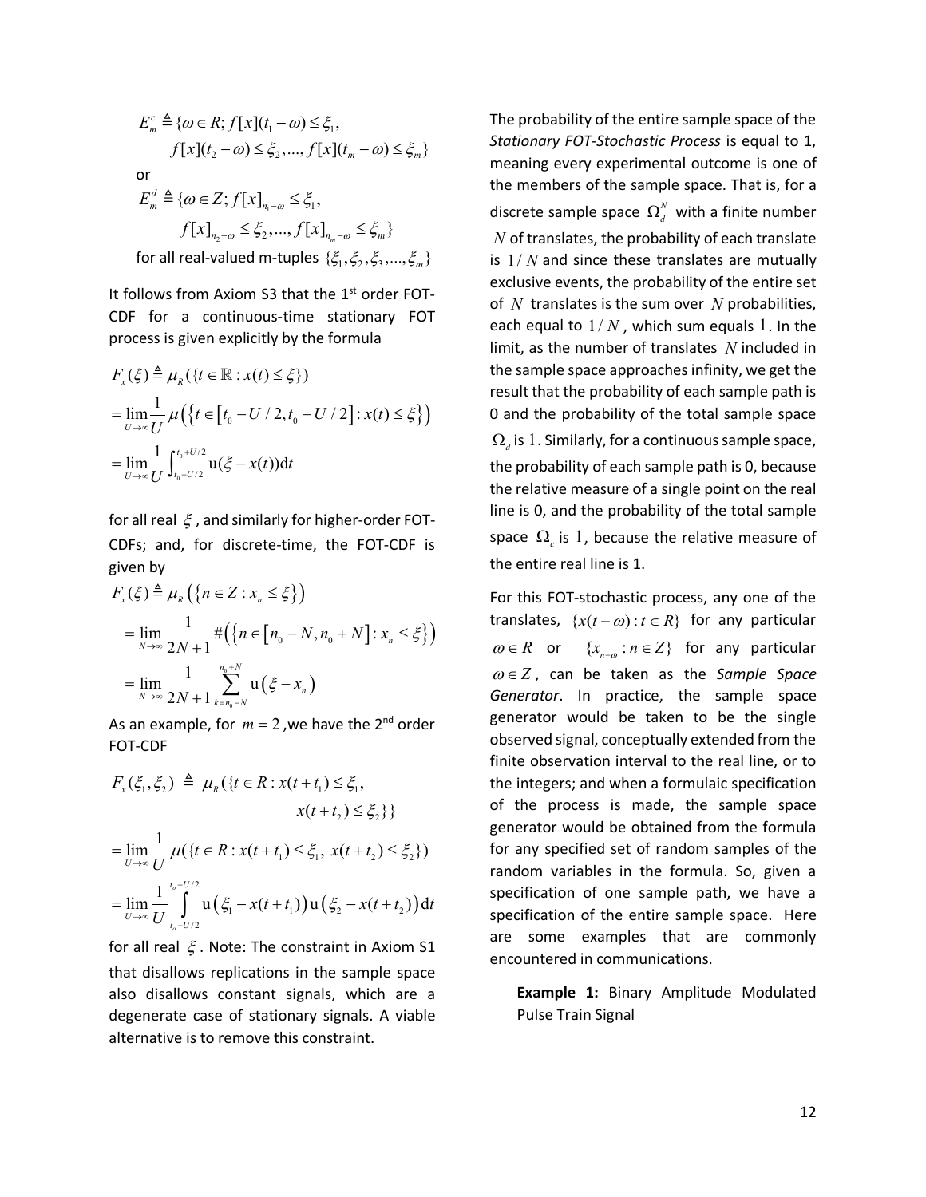$$E_m^c \triangleq \{\omega \in R; f[x](t_1 - \omega) \le \xi_1,$$
$$f[x](t_2 - \omega) \le \xi_2, ..., f[x](t_m - \omega) \le \xi_m\}$$

or

$$E_m^d \triangleq \{\omega \in Z; f[x]_{n_1 - \omega} \le \xi_1,$$
$$f[x]_{n_2 - \omega} \le \xi_2, ..., f[x]_{n_m - \omega} \le \xi_m\}$$

for all real-valued m-tuples $\{\xi_1, \xi_2, \xi_3, ..., \xi_m\}$

It follows from Axiom S3 that the 1st order FOT-CDF for a continuous-time stationary FOT process is given explicitly by the formula

$$F_x(\xi) \triangleq \mu_R(\{t \in \mathbb{R} : x(t) \le \xi\})$$
$$= \lim_{U \to \infty} \frac{1}{U} \mu\left(\left\{t \in \left[t_0 - U/2, t_0 + U/2\right] : x(t) \le \xi\right\}\right)$$
$$= \lim_{U \to \infty} \frac{1}{U} \int_{t_0 - U/2}^{t_0 + U/2} \mathrm{u}(\xi - x(t)) \mathrm{d}t$$

for all real $\xi$, and similarly for higher-order FOT-CDFs; and, for discrete-time, the FOT-CDF is given by

$$F_x(\xi) \triangleq \mu_R\left(\{n \in Z : x_n \le \xi\}\right)$$
$$= \lim_{N \to \infty} \frac{1}{2N+1} \#\left(\left\{n \in \left[n_0 - N, n_0 + N\right] : x_n \le \xi\right\}\right)$$
$$= \lim_{N \to \infty} \frac{1}{2N+1} \sum_{k=n_0-N}^{n_0+N} \mathrm{u}\left(\xi - x_n\right)$$

As an example, for $m = 2$, we have the 2nd order FOT-CDF

$$F_x(\xi_1, \xi_2) \triangleq \mu_R(\{t \in R : x(t + t_1) \le \xi_1,$$
$$x(t + t_2) \le \xi_2\}\}$$
$$= \lim_{U \to \infty} \frac{1}{U} \mu(\{t \in R : x(t + t_1) \le \xi_1,\ x(t + t_2) \le \xi_2\})$$
$$= \lim_{U \to \infty} \frac{1}{U} \int_{t_o - U/2}^{t_o + U/2} \mathrm{u}\left(\xi_1 - x(t + t_1)\right) \mathrm{u}\left(\xi_2 - x(t + t_2)\right) \mathrm{d}t$$

for all real $\xi$. Note: The constraint in Axiom S1 that disallows replications in the sample space also disallows constant signals, which are a degenerate case of stationary signals. A viable alternative is to remove this constraint.

The probability of the entire sample space of the *Stationary FOT-Stochastic Process* is equal to 1, meaning every experimental outcome is one of the members of the sample space. That is, for a discrete sample space $\Omega_d^N$ with a finite number $N$ of translates, the probability of each translate is $1/N$ and since these translates are mutually exclusive events, the probability of the entire set of $N$ translates is the sum over $N$ probabilities, each equal to $1/N$, which sum equals $1$. In the limit, as the number of translates $N$ included in the sample space approaches infinity, we get the result that the probability of each sample path is 0 and the probability of the total sample space $\Omega_d$ is $1$. Similarly, for a continuous sample space, the probability of each sample path is 0, because the relative measure of a single point on the real line is 0, and the probability of the total sample space $\Omega_c$ is $1$, because the relative measure of the entire real line is 1.

For this FOT-stochastic process, any one of the translates, $\{x(t - \omega) : t \in R\}$ for any particular $\omega \in R$ or $\{x_{n-\omega} : n \in Z\}$ for any particular $\omega \in Z$, can be taken as the *Sample Space Generator*. In practice, the sample space generator would be taken to be the single observed signal, conceptually extended from the finite observation interval to the real line, or to the integers; and when a formulaic specification of the process is made, the sample space generator would be obtained from the formula for any specified set of random samples of the random variables in the formula. So, given a specification of one sample path, we have a specification of the entire sample space. Here are some examples that are commonly encountered in communications.

**Example 1:** Binary Amplitude Modulated Pulse Train Signal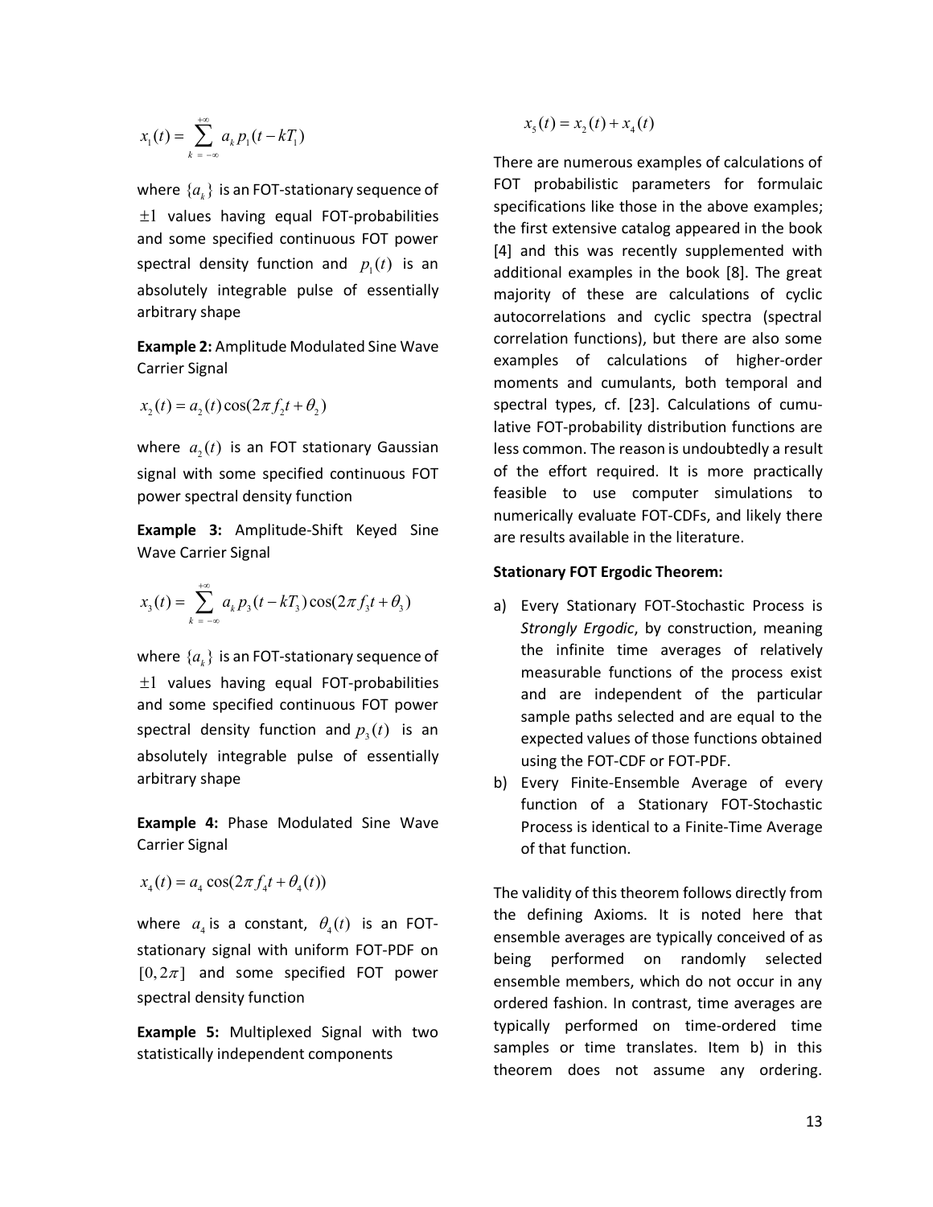$$x_1(t) = \sum_{k=-\infty}^{+\infty} a_k p_1(t - kT_1)$$

where $\{a_k\}$ is an FOT-stationary sequence of $\pm 1$ values having equal FOT-probabilities and some specified continuous FOT power spectral density function and $p_1(t)$ is an absolutely integrable pulse of essentially arbitrary shape

**Example 2:** Amplitude Modulated Sine Wave Carrier Signal

$$x_2(t) = a_2(t)\cos(2\pi f_2 t + \theta_2)$$

where $a_2(t)$ is an FOT stationary Gaussian signal with some specified continuous FOT power spectral density function

**Example 3:** Amplitude-Shift Keyed Sine Wave Carrier Signal

$$x_3(t) = \sum_{k=-\infty}^{+\infty} a_k p_3(t - kT_3)\cos(2\pi f_3 t + \theta_3)$$

where $\{a_k\}$ is an FOT-stationary sequence of $\pm 1$ values having equal FOT-probabilities and some specified continuous FOT power spectral density function and $p_3(t)$ is an absolutely integrable pulse of essentially arbitrary shape

**Example 4:** Phase Modulated Sine Wave Carrier Signal

$$x_4(t) = a_4 \cos(2\pi f_4 t + \theta_4(t))$$

where $a_4$ is a constant, $\theta_4(t)$ is an FOT-stationary signal with uniform FOT-PDF on $[0, 2\pi]$ and some specified FOT power spectral density function

**Example 5:** Multiplexed Signal with two statistically independent components

$$x_5(t) = x_2(t) + x_4(t)$$

There are numerous examples of calculations of FOT probabilistic parameters for formulaic specifications like those in the above examples; the first extensive catalog appeared in the book [4] and this was recently supplemented with additional examples in the book [8]. The great majority of these are calculations of cyclic autocorrelations and cyclic spectra (spectral correlation functions), but there are also some examples of calculations of higher-order moments and cumulants, both temporal and spectral types, cf. [23]. Calculations of cumulative FOT-probability distribution functions are less common. The reason is undoubtedly a result of the effort required. It is more practically feasible to use computer simulations to numerically evaluate FOT-CDFs, and likely there are results available in the literature.

**Stationary FOT Ergodic Theorem:**

a) Every Stationary FOT-Stochastic Process is *Strongly Ergodic*, by construction, meaning the infinite time averages of relatively measurable functions of the process exist and are independent of the particular sample paths selected and are equal to the expected values of those functions obtained using the FOT-CDF or FOT-PDF.
b) Every Finite-Ensemble Average of every function of a Stationary FOT-Stochastic Process is identical to a Finite-Time Average of that function.

The validity of this theorem follows directly from the defining Axioms. It is noted here that ensemble averages are typically conceived of as being performed on randomly selected ensemble members, which do not occur in any ordered fashion. In contrast, time averages are typically performed on time-ordered time samples or time translates. Item b) in this theorem does not assume any ordering.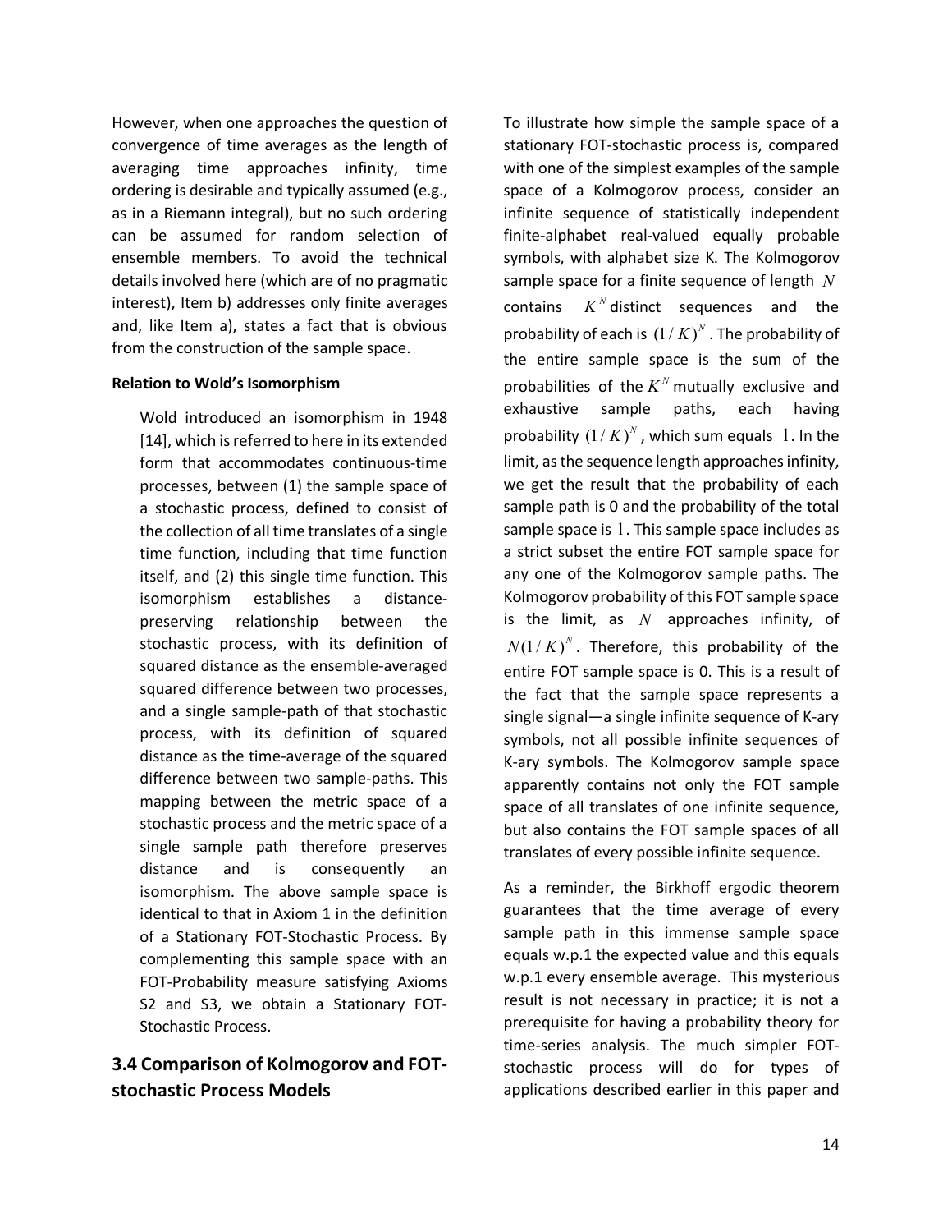However, when one approaches the question of convergence of time averages as the length of averaging time approaches infinity, time ordering is desirable and typically assumed (e.g., as in a Riemann integral), but no such ordering can be assumed for random selection of ensemble members. To avoid the technical details involved here (which are of no pragmatic interest), Item b) addresses only finite averages and, like Item a), states a fact that is obvious from the construction of the sample space.

**Relation to Wold's Isomorphism**

Wold introduced an isomorphism in 1948 [14], which is referred to here in its extended form that accommodates continuous-time processes, between (1) the sample space of a stochastic process, defined to consist of the collection of all time translates of a single time function, including that time function itself, and (2) this single time function. This isomorphism establishes a distance-preserving relationship between the stochastic process, with its definition of squared distance as the ensemble-averaged squared difference between two processes, and a single sample-path of that stochastic process, with its definition of squared distance as the time-average of the squared difference between two sample-paths. This mapping between the metric space of a stochastic process and the metric space of a single sample path therefore preserves distance and is consequently an isomorphism. The above sample space is identical to that in Axiom 1 in the definition of a Stationary FOT-Stochastic Process. By complementing this sample space with an FOT-Probability measure satisfying Axioms S2 and S3, we obtain a Stationary FOT-Stochastic Process.

## 3.4 Comparison of Kolmogorov and FOT-stochastic Process Models

To illustrate how simple the sample space of a stationary FOT-stochastic process is, compared with one of the simplest examples of the sample space of a Kolmogorov process, consider an infinite sequence of statistically independent finite-alphabet real-valued equally probable symbols, with alphabet size K. The Kolmogorov sample space for a finite sequence of length $N$ contains $K^N$ distinct sequences and the probability of each is $(1/K)^N$. The probability of the entire sample space is the sum of the probabilities of the $K^N$ mutually exclusive and exhaustive sample paths, each having probability $(1/K)^N$, which sum equals $1$. In the limit, as the sequence length approaches infinity, we get the result that the probability of each sample path is 0 and the probability of the total sample space is $1$. This sample space includes as a strict subset the entire FOT sample space for any one of the Kolmogorov sample paths. The Kolmogorov probability of this FOT sample space is the limit, as $N$ approaches infinity, of $N(1/K)^N$. Therefore, this probability of the entire FOT sample space is 0. This is a result of the fact that the sample space represents a single signal—a single infinite sequence of K-ary symbols, not all possible infinite sequences of K-ary symbols. The Kolmogorov sample space apparently contains not only the FOT sample space of all translates of one infinite sequence, but also contains the FOT sample spaces of all translates of every possible infinite sequence.

As a reminder, the Birkhoff ergodic theorem guarantees that the time average of every sample path in this immense sample space equals w.p.1 the expected value and this equals w.p.1 every ensemble average. This mysterious result is not necessary in practice; it is not a prerequisite for having a probability theory for time-series analysis. The much simpler FOT-stochastic process will do for types of applications described earlier in this paper and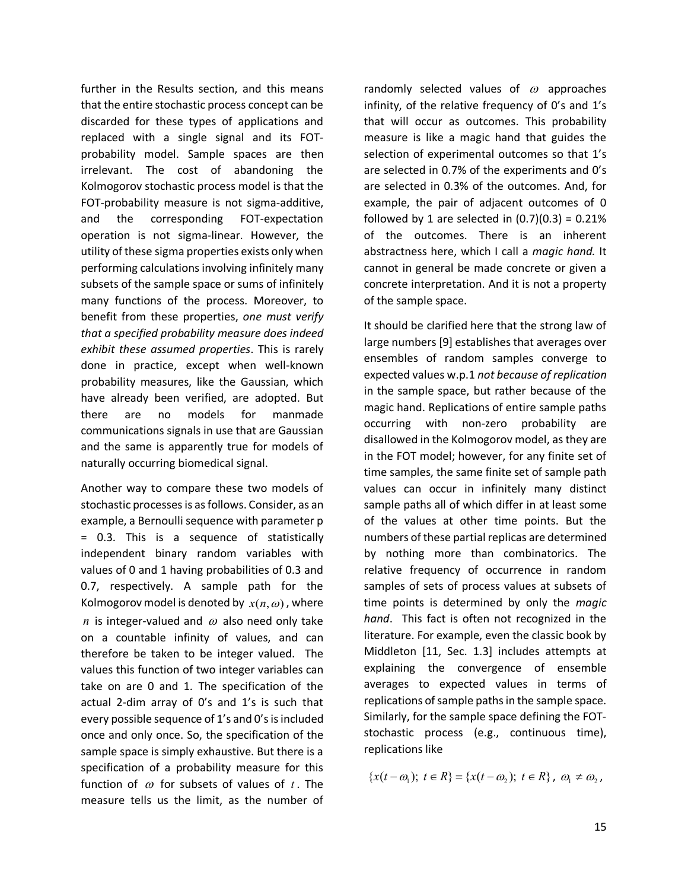further in the Results section, and this means that the entire stochastic process concept can be discarded for these types of applications and replaced with a single signal and its FOT-probability model. Sample spaces are then irrelevant. The cost of abandoning the Kolmogorov stochastic process model is that the FOT-probability measure is not sigma-additive, and the corresponding FOT-expectation operation is not sigma-linear. However, the utility of these sigma properties exists only when performing calculations involving infinitely many subsets of the sample space or sums of infinitely many functions of the process. Moreover, to benefit from these properties, *one must verify that a specified probability measure does indeed exhibit these assumed properties*. This is rarely done in practice, except when well-known probability measures, like the Gaussian, which have already been verified, are adopted. But there are no models for manmade communications signals in use that are Gaussian and the same is apparently true for models of naturally occurring biomedical signal.

Another way to compare these two models of stochastic processes is as follows. Consider, as an example, a Bernoulli sequence with parameter p = 0.3. This is a sequence of statistically independent binary random variables with values of 0 and 1 having probabilities of 0.3 and 0.7, respectively. A sample path for the Kolmogorov model is denoted by $x(n,\omega)$, where $n$ is integer-valued and $\omega$ also need only take on a countable infinity of values, and can therefore be taken to be integer valued. The values this function of two integer variables can take on are 0 and 1. The specification of the actual 2-dim array of 0's and 1's is such that every possible sequence of 1's and 0's is included once and only once. So, the specification of the sample space is simply exhaustive. But there is a specification of a probability measure for this function of $\omega$ for subsets of values of $t$. The measure tells us the limit, as the number of randomly selected values of $\omega$ approaches infinity, of the relative frequency of 0's and 1's that will occur as outcomes. This probability measure is like a magic hand that guides the selection of experimental outcomes so that 1's are selected in 0.7% of the experiments and 0's are selected in 0.3% of the outcomes. And, for example, the pair of adjacent outcomes of 0 followed by 1 are selected in (0.7)(0.3) = 0.21% of the outcomes. There is an inherent abstractness here, which I call a *magic hand.* It cannot in general be made concrete or given a concrete interpretation. And it is not a property of the sample space.

It should be clarified here that the strong law of large numbers [9] establishes that averages over ensembles of random samples converge to expected values w.p.1 *not because of replication* in the sample space, but rather because of the magic hand. Replications of entire sample paths occurring with non-zero probability are disallowed in the Kolmogorov model, as they are in the FOT model; however, for any finite set of time samples, the same finite set of sample path values can occur in infinitely many distinct sample paths all of which differ in at least some of the values at other time points. But the numbers of these partial replicas are determined by nothing more than combinatorics. The relative frequency of occurrence in random samples of sets of process values at subsets of time points is determined by only the *magic hand*. This fact is often not recognized in the literature. For example, even the classic book by Middleton [11, Sec. 1.3] includes attempts at explaining the convergence of ensemble averages to expected values in terms of replications of sample paths in the sample space. Similarly, for the sample space defining the FOT-stochastic process (e.g., continuous time), replications like

$$\{x(t-\omega_1);\ t\in R\} = \{x(t-\omega_2);\ t\in R\},\ \omega_1 \neq \omega_2,$$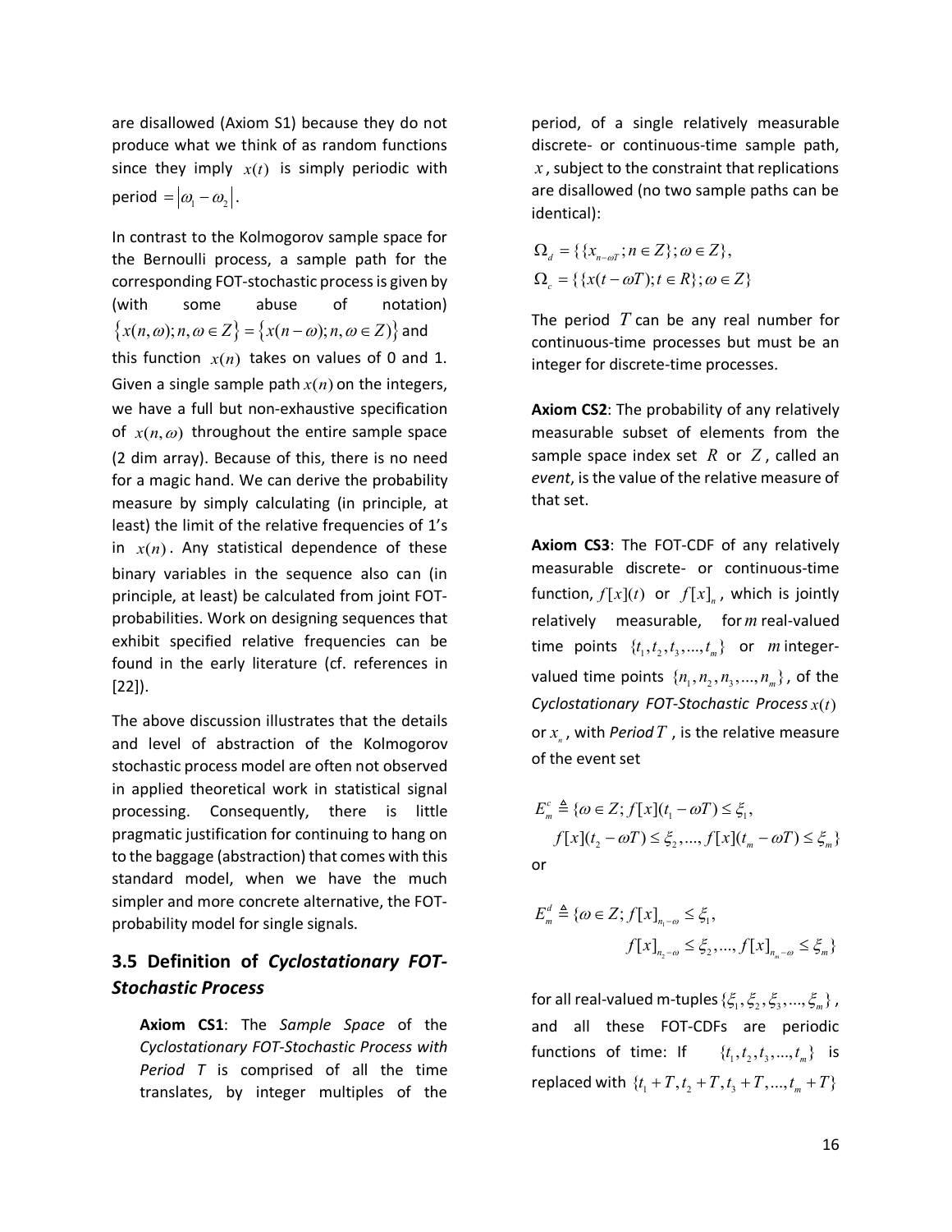are disallowed (Axiom S1) because they do not produce what we think of as random functions since they imply $x(t)$ is simply periodic with period $= |\omega_1 - \omega_2|$.

In contrast to the Kolmogorov sample space for the Bernoulli process, a sample path for the corresponding FOT-stochastic process is given by (with some abuse of notation) $\{x(n,\omega); n,\omega \in Z\} = \{x(n-\omega); n,\omega \in Z)\}$ and this function $x(n)$ takes on values of 0 and 1. Given a single sample path $x(n)$ on the integers, we have a full but non-exhaustive specification of $x(n,\omega)$ throughout the entire sample space (2 dim array). Because of this, there is no need for a magic hand. We can derive the probability measure by simply calculating (in principle, at least) the limit of the relative frequencies of 1's in $x(n)$. Any statistical dependence of these binary variables in the sequence also can (in principle, at least) be calculated from joint FOT-probabilities. Work on designing sequences that exhibit specified relative frequencies can be found in the early literature (cf. references in [22]).

The above discussion illustrates that the details and level of abstraction of the Kolmogorov stochastic process model are often not observed in applied theoretical work in statistical signal processing. Consequently, there is little pragmatic justification for continuing to hang on to the baggage (abstraction) that comes with this standard model, when we have the much simpler and more concrete alternative, the FOT-probability model for single signals.

## 3.5 Definition of *Cyclostationary FOT-Stochastic Process*

**Axiom CS1**: The *Sample Space* of the *Cyclostationary FOT-Stochastic Process with Period T* is comprised of all the time translates, by integer multiples of the period, of a single relatively measurable discrete- or continuous-time sample path, $x$, subject to the constraint that replications are disallowed (no two sample paths can be identical):

$$\Omega_d = \{\{x_{n-\omega T}; n \in Z\}; \omega \in Z\},$$
$$\Omega_c = \{\{x(t-\omega T); t \in R\}; \omega \in Z\}$$

The period $T$ can be any real number for continuous-time processes but must be an integer for discrete-time processes.

**Axiom CS2**: The probability of any relatively measurable subset of elements from the sample space index set $R$ or $Z$, called an *event*, is the value of the relative measure of that set.

**Axiom CS3**: The FOT-CDF of any relatively measurable discrete- or continuous-time function, $f[x](t)$ or $f[x]_n$, which is jointly relatively measurable, for $m$ real-valued time points $\{t_1, t_2, t_3, ..., t_m\}$ or $m$ integer-valued time points $\{n_1, n_2, n_3, ..., n_m\}$, of the *Cyclostationary FOT-Stochastic Process* $x(t)$ or $x_n$, with *Period* $T$, is the relative measure of the event set

$$E_m^c \triangleq \{\omega \in Z; f[x](t_1 - \omega T) \le \xi_1,$$
$$f[x](t_2 - \omega T) \le \xi_2, ..., f[x](t_m - \omega T) \le \xi_m\}$$

or

$$E_m^d \triangleq \{\omega \in Z; f[x]_{n_1-\omega} \le \xi_1,$$
$$f[x]_{n_2-\omega} \le \xi_2, ..., f[x]_{n_m-\omega} \le \xi_m\}$$

for all real-valued m-tuples $\{\xi_1, \xi_2, \xi_3, ..., \xi_m\}$, and all these FOT-CDFs are periodic functions of time: If $\{t_1, t_2, t_3, ..., t_m\}$ is replaced with $\{t_1 + T, t_2 + T, t_3 + T, ..., t_m + T\}$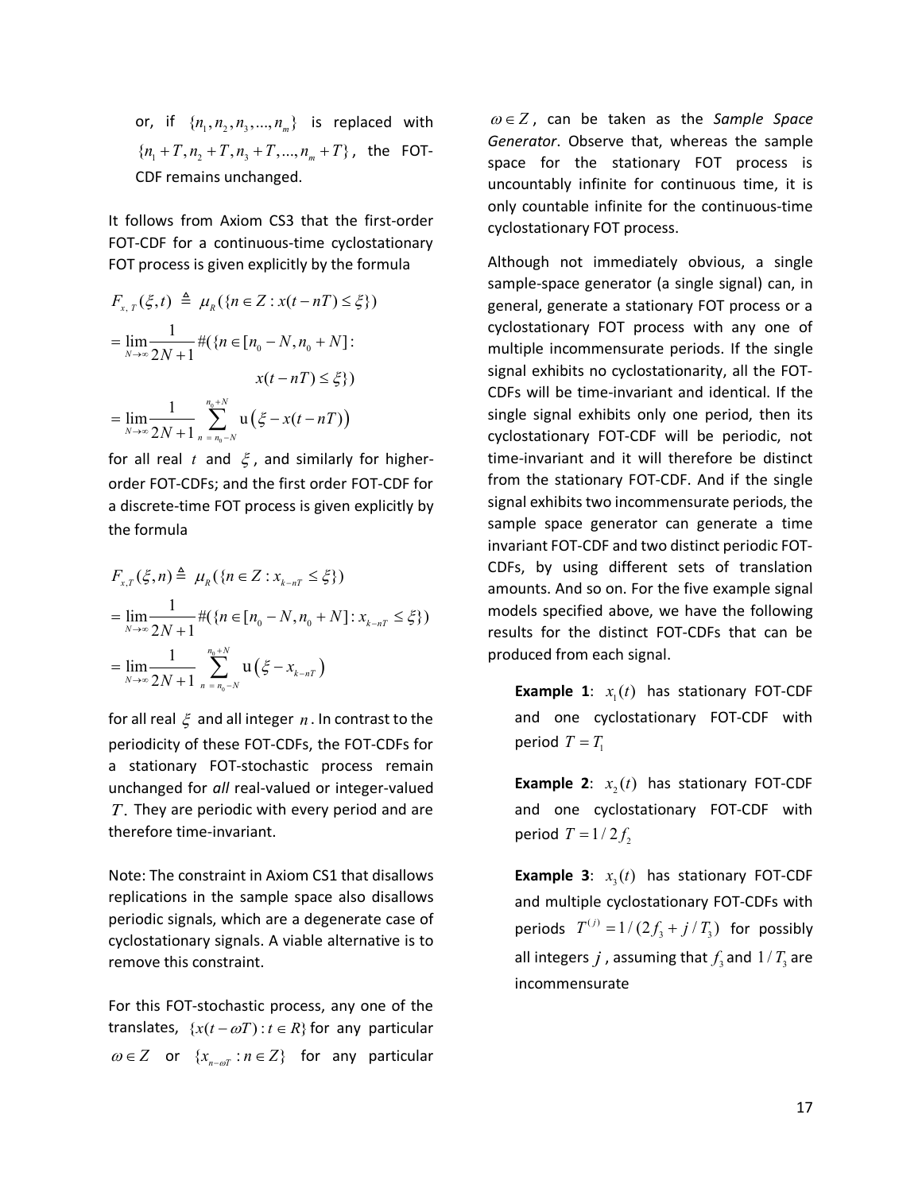or, if $\{n_1, n_2, n_3, ..., n_m\}$ is replaced with $\{n_1 + T, n_2 + T, n_3 + T, ..., n_m + T\}$, the FOT-CDF remains unchanged.

It follows from Axiom CS3 that the first-order FOT-CDF for a continuous-time cyclostationary FOT process is given explicitly by the formula

$$
\begin{aligned}
F_{x,T}(\xi, t) &\triangleq \mu_R(\{n \in Z : x(t - nT) \leq \xi\}) \\
&= \lim_{N\to\infty} \frac{1}{2N+1} \#(\{n \in [n_0 - N, n_0 + N] : \\
&\qquad\qquad x(t - nT) \leq \xi\}) \\
&= \lim_{N\to\infty} \frac{1}{2N+1} \sum_{n = n_0 - N}^{n_0 + N} \mathrm{u}\left(\xi - x(t - nT)\right)
\end{aligned}
$$

for all real $t$ and $\xi$, and similarly for higher-order FOT-CDFs; and the first order FOT-CDF for a discrete-time FOT process is given explicitly by the formula

$$
\begin{aligned}
F_{x,T}(\xi, n) &\triangleq \mu_R(\{n \in Z : x_{k-nT} \leq \xi\}) \\
&= \lim_{N\to\infty} \frac{1}{2N+1} \#(\{n \in [n_0 - N, n_0 + N] : x_{k-nT} \leq \xi\}) \\
&= \lim_{N\to\infty} \frac{1}{2N+1} \sum_{n = n_0 - N}^{n_0 + N} \mathrm{u}\left(\xi - x_{k-nT}\right)
\end{aligned}
$$

for all real $\xi$ and all integer $n$. In contrast to the periodicity of these FOT-CDFs, the FOT-CDFs for a stationary FOT-stochastic process remain unchanged for *all* real-valued or integer-valued $T$. They are periodic with every period and are therefore time-invariant.

Note: The constraint in Axiom CS1 that disallows replications in the sample space also disallows periodic signals, which are a degenerate case of cyclostationary signals. A viable alternative is to remove this constraint.

For this FOT-stochastic process, any one of the translates, $\{x(t - \omega T) : t \in R\}$ for any particular $\omega \in Z$ or $\{x_{n-\omega T} : n \in Z\}$ for any particular $\omega \in Z$, can be taken as the *Sample Space Generator*. Observe that, whereas the sample space for the stationary FOT process is uncountably infinite for continuous time, it is only countable infinite for the continuous-time cyclostationary FOT process.

Although not immediately obvious, a single sample-space generator (a single signal) can, in general, generate a stationary FOT process or a cyclostationary FOT process with any one of multiple incommensurate periods. If the single signal exhibits no cyclostationarity, all the FOT-CDFs will be time-invariant and identical. If the single signal exhibits only one period, then its cyclostationary FOT-CDF will be periodic, not time-invariant and it will therefore be distinct from the stationary FOT-CDF. And if the single signal exhibits two incommensurate periods, the sample space generator can generate a time invariant FOT-CDF and two distinct periodic FOT-CDFs, by using different sets of translation amounts. And so on. For the five example signal models specified above, we have the following results for the distinct FOT-CDFs that can be produced from each signal.

**Example 1**: $x_1(t)$ has stationary FOT-CDF and one cyclostationary FOT-CDF with period $T = T_1$

**Example 2**: $x_2(t)$ has stationary FOT-CDF and one cyclostationary FOT-CDF with period $T = 1/2f_2$

**Example 3**: $x_3(t)$ has stationary FOT-CDF and multiple cyclostationary FOT-CDFs with periods $T^{(j)} = 1/(2f_3 + j/T_3)$ for possibly all integers $j$, assuming that $f_3$ and $1/T_3$ are incommensurate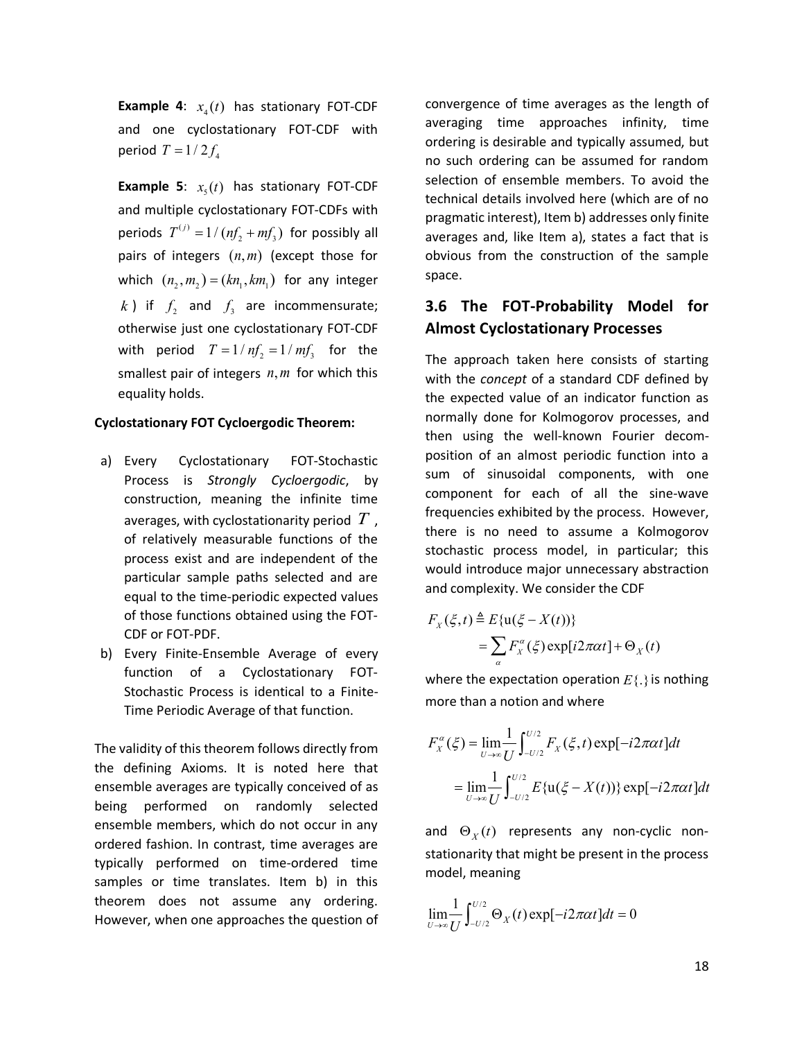**Example 4**: $x_4(t)$ has stationary FOT-CDF and one cyclostationary FOT-CDF with period $T = 1/2f_4$

**Example 5**: $x_5(t)$ has stationary FOT-CDF and multiple cyclostationary FOT-CDFs with periods $T^{(j)} = 1/(nf_2 + mf_3)$ for possibly all pairs of integers $(n,m)$ (except those for which $(n_2, m_2) = (kn_1, km_1)$ for any integer $k$) if $f_2$ and $f_3$ are incommensurate; otherwise just one cyclostationary FOT-CDF with period $T = 1/nf_2 = 1/mf_3$ for the smallest pair of integers $n,m$ for which this equality holds.

**Cyclostationary FOT Cycloergodic Theorem:**

a) Every Cyclostationary FOT-Stochastic Process is *Strongly Cycloergodic*, by construction, meaning the infinite time averages, with cyclostationarity period $T$, of relatively measurable functions of the process exist and are independent of the particular sample paths selected and are equal to the time-periodic expected values of those functions obtained using the FOT-CDF or FOT-PDF.
b) Every Finite-Ensemble Average of every function of a Cyclostationary FOT-Stochastic Process is identical to a Finite-Time Periodic Average of that function.

The validity of this theorem follows directly from the defining Axioms. It is noted here that ensemble averages are typically conceived of as being performed on randomly selected ensemble members, which do not occur in any ordered fashion. In contrast, time averages are typically performed on time-ordered time samples or time translates. Item b) in this theorem does not assume any ordering. However, when one approaches the question of convergence of time averages as the length of averaging time approaches infinity, time ordering is desirable and typically assumed, but no such ordering can be assumed for random selection of ensemble members. To avoid the technical details involved here (which are of no pragmatic interest), Item b) addresses only finite averages and, like Item a), states a fact that is obvious from the construction of the sample space.

## 3.6 The FOT-Probability Model for Almost Cyclostationary Processes

The approach taken here consists of starting with the *concept* of a standard CDF defined by the expected value of an indicator function as normally done for Kolmogorov processes, and then using the well-known Fourier decomposition of an almost periodic function into a sum of sinusoidal components, with one component for each of all the sine-wave frequencies exhibited by the process. However, there is no need to assume a Kolmogorov stochastic process model, in particular; this would introduce major unnecessary abstraction and complexity. We consider the CDF

$$F_X(\xi, t) \triangleq E\{\mathrm{u}(\xi - X(t))\}$$
$$= \sum_{\alpha} F_X^{\alpha}(\xi)\exp[i2\pi\alpha t] + \Theta_X(t)$$

where the expectation operation $E\{.\}$ is nothing more than a notion and where

$$F_X^{\alpha}(\xi) = \lim_{U\to\infty}\frac{1}{U}\int_{-U/2}^{U/2} F_X(\xi, t)\exp[-i2\pi\alpha t]dt$$
$$= \lim_{U\to\infty}\frac{1}{U}\int_{-U/2}^{U/2} E\{\mathrm{u}(\xi - X(t))\}\exp[-i2\pi\alpha t]dt$$

and $\Theta_X(t)$ represents any non-cyclic non-stationarity that might be present in the process model, meaning

$$\lim_{U\to\infty}\frac{1}{U}\int_{-U/2}^{U/2}\Theta_X(t)\exp[-i2\pi\alpha t]dt = 0$$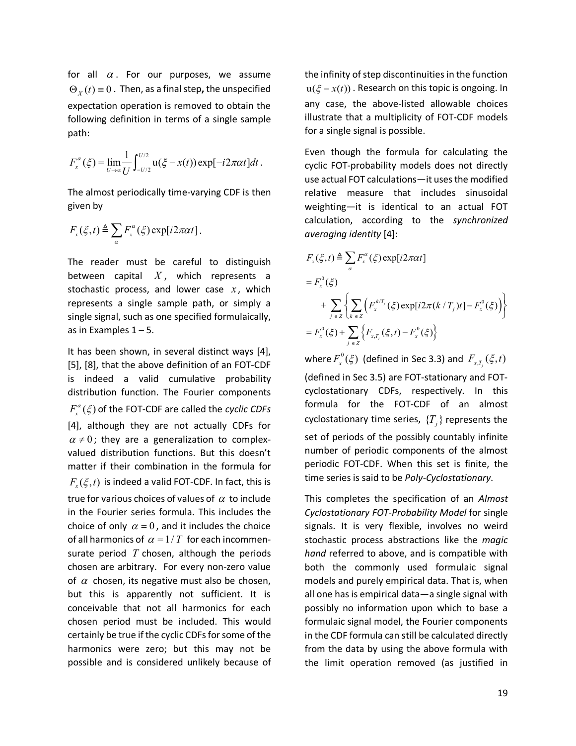for all $\alpha$. For our purposes, we assume $\Theta_X(t) \equiv 0$. Then, as a final step, the unspecified expectation operation is removed to obtain the following definition in terms of a single sample path:

$$F_x^\alpha(\xi) = \lim_{U\to\infty}\frac{1}{U}\int_{-U/2}^{U/2} \mathrm{u}(\xi - x(t))\exp[-i2\pi\alpha t]dt\,.$$

The almost periodically time-varying CDF is then given by

$$F_x(\xi,t) \triangleq \sum_\alpha F_x^\alpha(\xi)\exp[i2\pi\alpha t]\,.$$

The reader must be careful to distinguish between capital $X$, which represents a stochastic process, and lower case $x$, which represents a single sample path, or simply a single signal, such as one specified formulaically, as in Examples 1 – 5.

It has been shown, in several distinct ways [4], [5], [8], that the above definition of an FOT-CDF is indeed a valid cumulative probability distribution function. The Fourier components $F_x^\alpha(\xi)$ of the FOT-CDF are called the *cyclic CDFs* [4], although they are not actually CDFs for $\alpha \neq 0$; they are a generalization to complex-valued distribution functions. But this doesn't matter if their combination in the formula for $F_x(\xi,t)$ is indeed a valid FOT-CDF. In fact, this is true for various choices of values of $\alpha$ to include in the Fourier series formula. This includes the choice of only $\alpha = 0$, and it includes the choice of all harmonics of $\alpha = 1/T$ for each incommensurate period $T$ chosen, although the periods chosen are arbitrary. For every non-zero value of $\alpha$ chosen, its negative must also be chosen, but this is apparently not sufficient. It is conceivable that not all harmonics for each chosen period must be included. This would certainly be true if the cyclic CDFs for some of the harmonics were zero; but this may not be possible and is considered unlikely because of the infinity of step discontinuities in the function $\mathrm{u}(\xi - x(t))$. Research on this topic is ongoing. In any case, the above-listed allowable choices illustrate that a multiplicity of FOT-CDF models for a single signal is possible.

Even though the formula for calculating the cyclic FOT-probability models does not directly use actual FOT calculations—it uses the modified relative measure that includes sinusoidal weighting—it is identical to an actual FOT calculation, according to the *synchronized averaging identity* [4]:

$$\begin{aligned}
F_x(\xi,t) &\triangleq \sum_\alpha F_x^\alpha(\xi)\exp[i2\pi\alpha t] \\
&= F_x^0(\xi) \\
&\quad + \sum_{j\,\in\,Z}\left\{\sum_{k\,\in\,Z}\left(F_x^{k/T_j}(\xi)\exp[i2\pi(k/T_j)t] - F_x^0(\xi)\right)\right\} \\
&= F_x^0(\xi) + \sum_{j\,\in\,Z}\left\{F_{x,T_j}(\xi,t) - F_x^0(\xi)\right\}
\end{aligned}$$

where $F_x^0(\xi)$ (defined in Sec 3.3) and $F_{x,T_j}(\xi,t)$ (defined in Sec 3.5) are FOT-stationary and FOT-cyclostationary CDFs, respectively. In this formula for the FOT-CDF of an almost cyclostationary time series, $\{T_j\}$ represents the set of periods of the possibly countably infinite number of periodic components of the almost periodic FOT-CDF. When this set is finite, the time series is said to be *Poly-Cyclostationary*.

This completes the specification of an *Almost Cyclostationary FOT-Probability Model* for single signals. It is very flexible, involves no weird stochastic process abstractions like the *magic hand* referred to above, and is compatible with both the commonly used formulaic signal models and purely empirical data. That is, when all one has is empirical data—a single signal with possibly no information upon which to base a formulaic signal model, the Fourier components in the CDF formula can still be calculated directly from the data by using the above formula with the limit operation removed (as justified in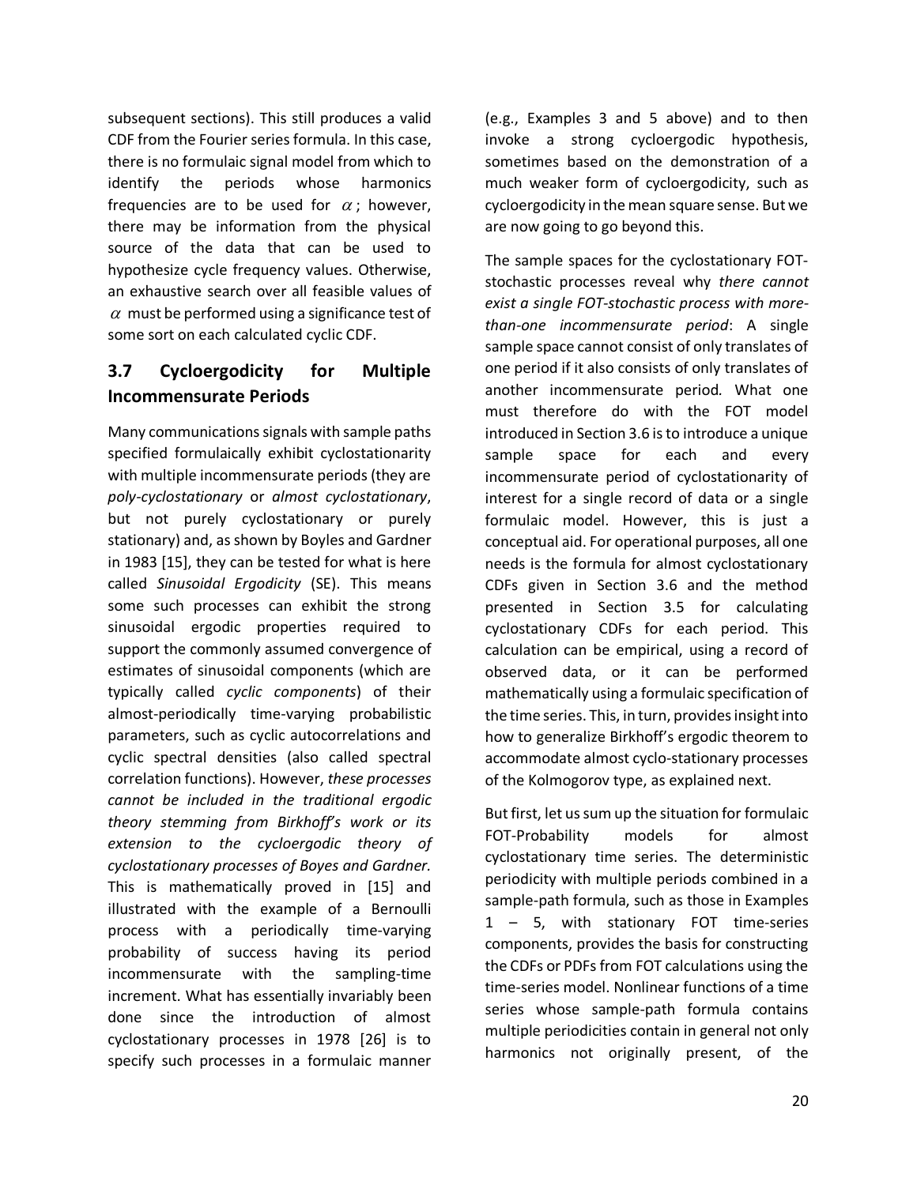subsequent sections). This still produces a valid CDF from the Fourier series formula. In this case, there is no formulaic signal model from which to identify the periods whose harmonics frequencies are to be used for $\alpha$; however, there may be information from the physical source of the data that can be used to hypothesize cycle frequency values. Otherwise, an exhaustive search over all feasible values of $\alpha$ must be performed using a significance test of some sort on each calculated cyclic CDF.

### 3.7 Cycloergodicity for Multiple Incommensurate Periods

Many communications signals with sample paths specified formulaically exhibit cyclostationarity with multiple incommensurate periods (they are *poly-cyclostationary* or *almost cyclostationary*, but not purely cyclostationary or purely stationary) and, as shown by Boyles and Gardner in 1983 [15], they can be tested for what is here called *Sinusoidal Ergodicity* (SE). This means some such processes can exhibit the strong sinusoidal ergodic properties required to support the commonly assumed convergence of estimates of sinusoidal components (which are typically called *cyclic components*) of their almost-periodically time-varying probabilistic parameters, such as cyclic autocorrelations and cyclic spectral densities (also called spectral correlation functions). However, *these processes cannot be included in the traditional ergodic theory stemming from Birkhoff's work or its extension to the cycloergodic theory of cyclostationary processes of Boyes and Gardner.* This is mathematically proved in [15] and illustrated with the example of a Bernoulli process with a periodically time-varying probability of success having its period incommensurate with the sampling-time increment. What has essentially invariably been done since the introduction of almost cyclostationary processes in 1978 [26] is to specify such processes in a formulaic manner (e.g., Examples 3 and 5 above) and to then invoke a strong cycloergodic hypothesis, sometimes based on the demonstration of a much weaker form of cycloergodicity, such as cycloergodicity in the mean square sense. But we are now going to go beyond this.

The sample spaces for the cyclostationary FOT-stochastic processes reveal why *there cannot exist a single FOT-stochastic process with more-than-one incommensurate period*: A single sample space cannot consist of only translates of one period if it also consists of only translates of another incommensurate period*.* What one must therefore do with the FOT model introduced in Section 3.6 is to introduce a unique sample space for each and every incommensurate period of cyclostationarity of interest for a single record of data or a single formulaic model. However, this is just a conceptual aid. For operational purposes, all one needs is the formula for almost cyclostationary CDFs given in Section 3.6 and the method presented in Section 3.5 for calculating cyclostationary CDFs for each period. This calculation can be empirical, using a record of observed data, or it can be performed mathematically using a formulaic specification of the time series. This, in turn, provides insight into how to generalize Birkhoff's ergodic theorem to accommodate almost cyclo-stationary processes of the Kolmogorov type, as explained next.

But first, let us sum up the situation for formulaic FOT-Probability models for almost cyclostationary time series. The deterministic periodicity with multiple periods combined in a sample-path formula, such as those in Examples 1 – 5, with stationary FOT time-series components, provides the basis for constructing the CDFs or PDFs from FOT calculations using the time-series model. Nonlinear functions of a time series whose sample-path formula contains multiple periodicities contain in general not only harmonics not originally present, of the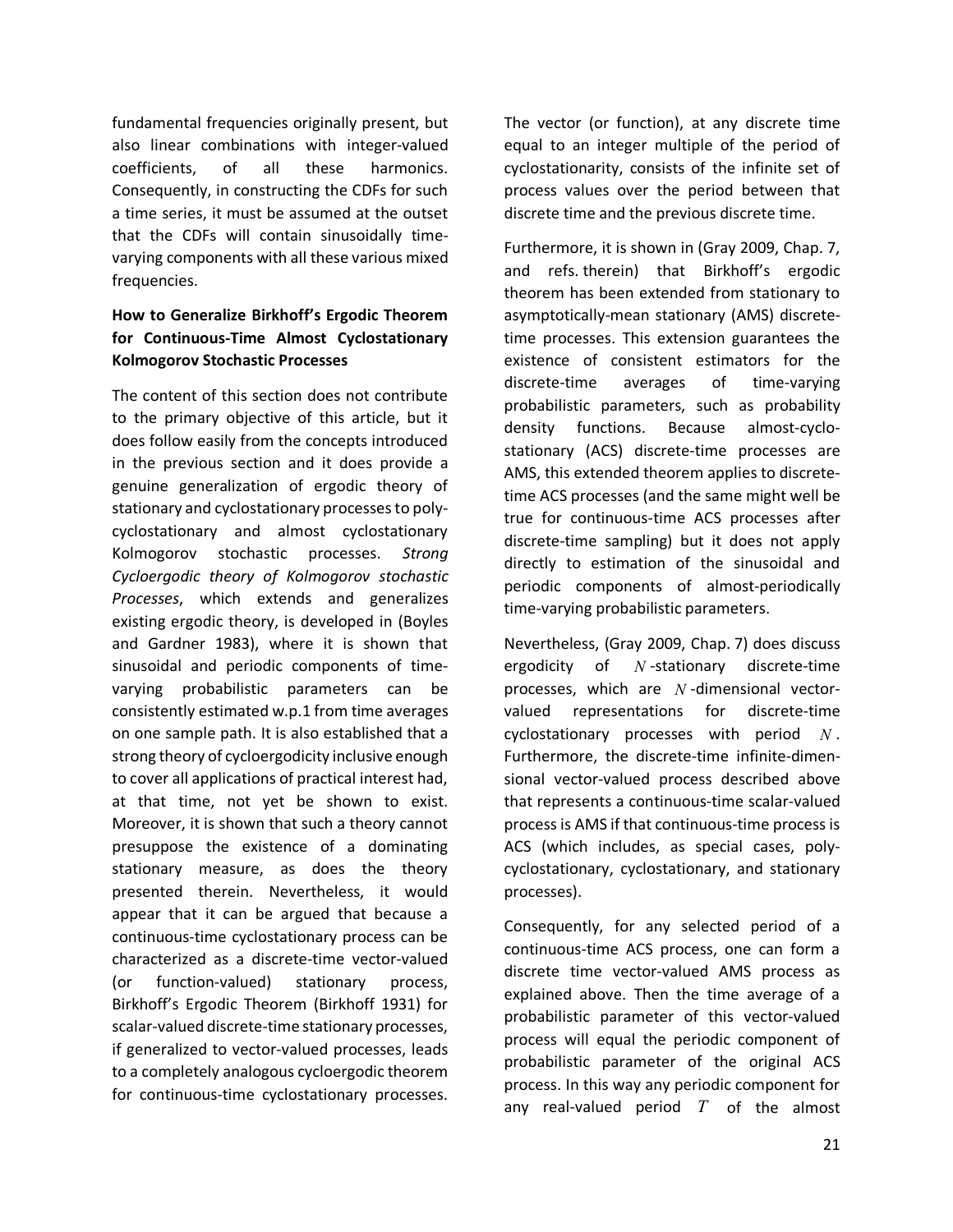fundamental frequencies originally present, but also linear combinations with integer-valued coefficients, of all these harmonics. Consequently, in constructing the CDFs for such a time series, it must be assumed at the outset that the CDFs will contain sinusoidally time-varying components with all these various mixed frequencies.

**How to Generalize Birkhoff's Ergodic Theorem for Continuous-Time Almost Cyclostationary Kolmogorov Stochastic Processes**

The content of this section does not contribute to the primary objective of this article, but it does follow easily from the concepts introduced in the previous section and it does provide a genuine generalization of ergodic theory of stationary and cyclostationary processes to poly-cyclostationary and almost cyclostationary Kolmogorov stochastic processes. *Strong Cycloergodic theory of Kolmogorov stochastic Processes*, which extends and generalizes existing ergodic theory, is developed in (Boyles and Gardner 1983), where it is shown that sinusoidal and periodic components of time-varying probabilistic parameters can be consistently estimated w.p.1 from time averages on one sample path. It is also established that a strong theory of cycloergodicity inclusive enough to cover all applications of practical interest had, at that time, not yet be shown to exist. Moreover, it is shown that such a theory cannot presuppose the existence of a dominating stationary measure, as does the theory presented therein. Nevertheless, it would appear that it can be argued that because a continuous-time cyclostationary process can be characterized as a discrete-time vector-valued (or function-valued) stationary process, Birkhoff's Ergodic Theorem (Birkhoff 1931) for scalar-valued discrete-time stationary processes, if generalized to vector-valued processes, leads to a completely analogous cycloergodic theorem for continuous-time cyclostationary processes. The vector (or function), at any discrete time equal to an integer multiple of the period of cyclostationarity, consists of the infinite set of process values over the period between that discrete time and the previous discrete time.

Furthermore, it is shown in (Gray 2009, Chap. 7, and refs. therein) that Birkhoff's ergodic theorem has been extended from stationary to asymptotically-mean stationary (AMS) discrete-time processes. This extension guarantees the existence of consistent estimators for the discrete-time averages of time-varying probabilistic parameters, such as probability density functions. Because almost-cyclo-stationary (ACS) discrete-time processes are AMS, this extended theorem applies to discrete-time ACS processes (and the same might well be true for continuous-time ACS processes after discrete-time sampling) but it does not apply directly to estimation of the sinusoidal and periodic components of almost-periodically time-varying probabilistic parameters.

Nevertheless, (Gray 2009, Chap. 7) does discuss ergodicity of $N$-stationary discrete-time processes, which are $N$-dimensional vector-valued representations for discrete-time cyclostationary processes with period $N$. Furthermore, the discrete-time infinite-dimensional vector-valued process described above that represents a continuous-time scalar-valued process is AMS if that continuous-time process is ACS (which includes, as special cases, poly-cyclostationary, cyclostationary, and stationary processes).

Consequently, for any selected period of a continuous-time ACS process, one can form a discrete time vector-valued AMS process as explained above. Then the time average of a probabilistic parameter of this vector-valued process will equal the periodic component of probabilistic parameter of the original ACS process. In this way any periodic component for any real-valued period $T$ of the almost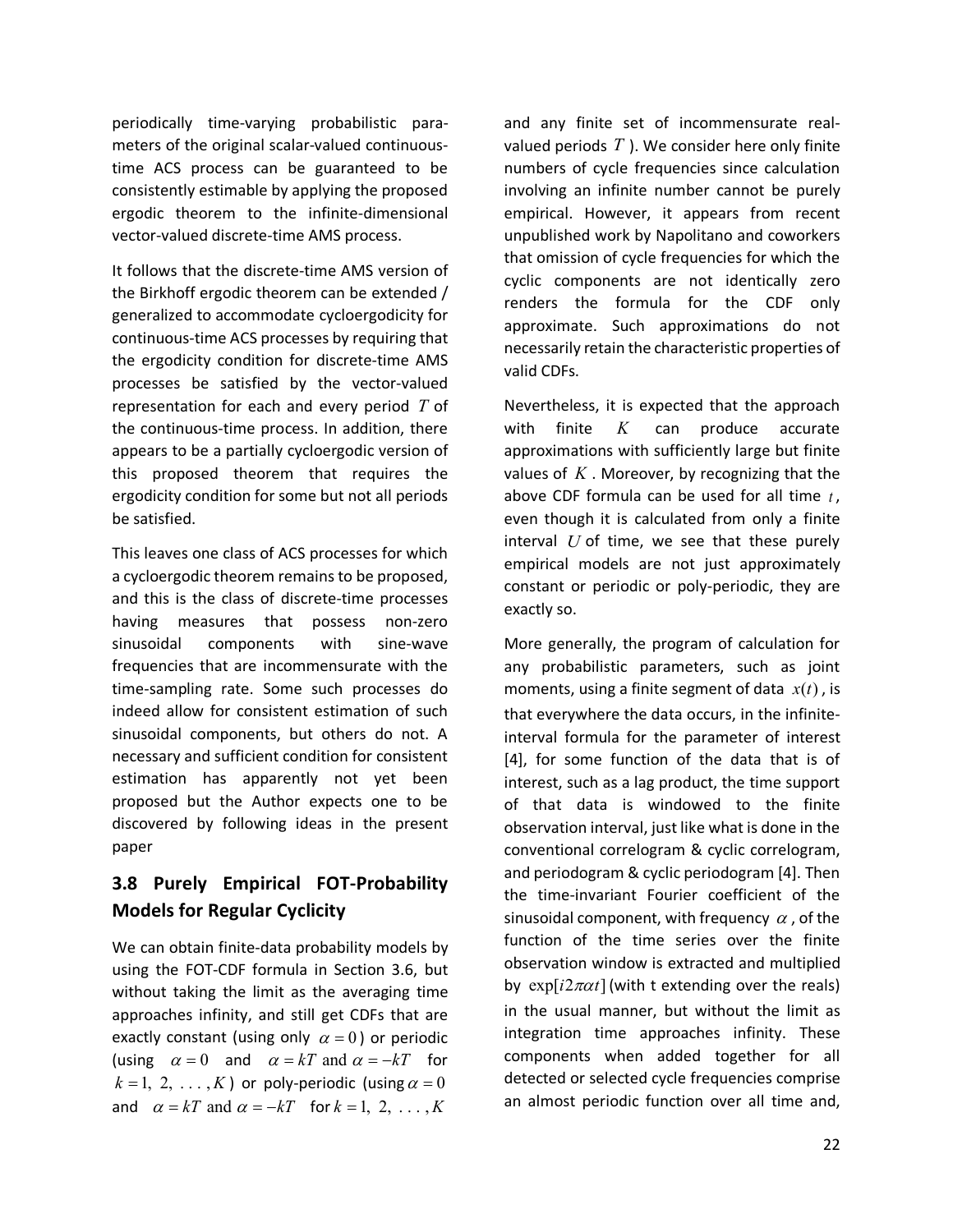periodically time-varying probabilistic parameters of the original scalar-valued continuous-time ACS process can be guaranteed to be consistently estimable by applying the proposed ergodic theorem to the infinite-dimensional vector-valued discrete-time AMS process.

It follows that the discrete-time AMS version of the Birkhoff ergodic theorem can be extended / generalized to accommodate cycloergodicity for continuous-time ACS processes by requiring that the ergodicity condition for discrete-time AMS processes be satisfied by the vector-valued representation for each and every period $T$ of the continuous-time process. In addition, there appears to be a partially cycloergodic version of this proposed theorem that requires the ergodicity condition for some but not all periods be satisfied.

This leaves one class of ACS processes for which a cycloergodic theorem remains to be proposed, and this is the class of discrete-time processes having measures that possess non-zero sinusoidal components with sine-wave frequencies that are incommensurate with the time-sampling rate. Some such processes do indeed allow for consistent estimation of such sinusoidal components, but others do not. A necessary and sufficient condition for consistent estimation has apparently not yet been proposed but the Author expects one to be discovered by following ideas in the present paper

### 3.8 Purely Empirical FOT-Probability Models for Regular Cyclicity

We can obtain finite-data probability models by using the FOT-CDF formula in Section 3.6, but without taking the limit as the averaging time approaches infinity, and still get CDFs that are exactly constant (using only $\alpha = 0$) or periodic (using $\alpha = 0$ and $\alpha = kT$ and $\alpha = -kT$ for $k = 1, 2, \ldots, K$) or poly-periodic (using $\alpha = 0$ and $\alpha = kT$ and $\alpha = -kT$ for $k = 1, 2, \ldots, K$ and any finite set of incommensurate real-valued periods $T$). We consider here only finite numbers of cycle frequencies since calculation involving an infinite number cannot be purely empirical. However, it appears from recent unpublished work by Napolitano and coworkers that omission of cycle frequencies for which the cyclic components are not identically zero renders the formula for the CDF only approximate. Such approximations do not necessarily retain the characteristic properties of valid CDFs.

Nevertheless, it is expected that the approach with finite $K$ can produce accurate approximations with sufficiently large but finite values of $K$. Moreover, by recognizing that the above CDF formula can be used for all time $t$, even though it is calculated from only a finite interval $U$ of time, we see that these purely empirical models are not just approximately constant or periodic or poly-periodic, they are exactly so.

More generally, the program of calculation for any probabilistic parameters, such as joint moments, using a finite segment of data $x(t)$, is that everywhere the data occurs, in the infinite-interval formula for the parameter of interest [4], for some function of the data that is of interest, such as a lag product, the time support of that data is windowed to the finite observation interval, just like what is done in the conventional correlogram & cyclic correlogram, and periodogram & cyclic periodogram [4]. Then the time-invariant Fourier coefficient of the sinusoidal component, with frequency $\alpha$, of the function of the time series over the finite observation window is extracted and multiplied by $\exp[i2\pi\alpha t]$ (with t extending over the reals) in the usual manner, but without the limit as integration time approaches infinity. These components when added together for all detected or selected cycle frequencies comprise an almost periodic function over all time and,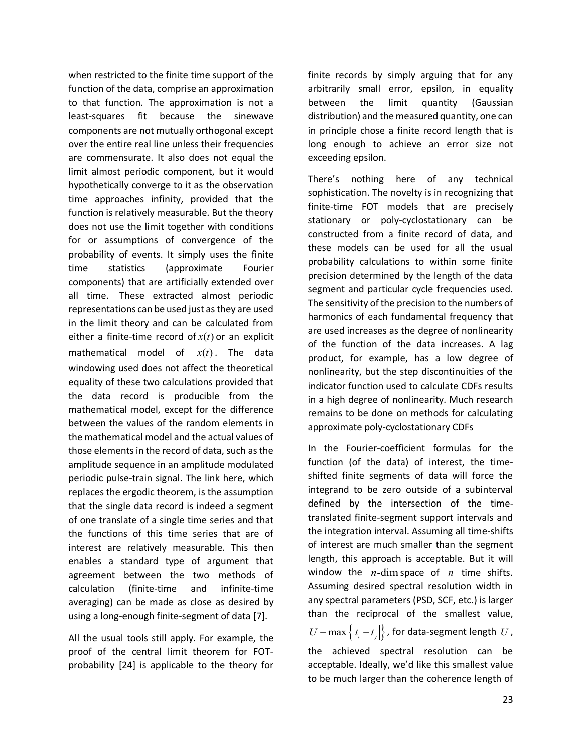when restricted to the finite time support of the function of the data, comprise an approximation to that function. The approximation is not a least-squares fit because the sinewave components are not mutually orthogonal except over the entire real line unless their frequencies are commensurate. It also does not equal the limit almost periodic component, but it would hypothetically converge to it as the observation time approaches infinity, provided that the function is relatively measurable. But the theory does not use the limit together with conditions for or assumptions of convergence of the probability of events. It simply uses the finite time statistics (approximate Fourier components) that are artificially extended over all time. These extracted almost periodic representations can be used just as they are used in the limit theory and can be calculated from either a finite-time record of $x(t)$ or an explicit mathematical model of $x(t)$. The data windowing used does not affect the theoretical equality of these two calculations provided that the data record is producible from the mathematical model, except for the difference between the values of the random elements in the mathematical model and the actual values of those elements in the record of data, such as the amplitude sequence in an amplitude modulated periodic pulse-train signal. The link here, which replaces the ergodic theorem, is the assumption that the single data record is indeed a segment of one translate of a single time series and that the functions of this time series that are of interest are relatively measurable. This then enables a standard type of argument that agreement between the two methods of calculation (finite-time and infinite-time averaging) can be made as close as desired by using a long-enough finite-segment of data [7].

All the usual tools still apply. For example, the proof of the central limit theorem for FOT-probability [24] is applicable to the theory for finite records by simply arguing that for any arbitrarily small error, epsilon, in equality between the limit quantity (Gaussian distribution) and the measured quantity, one can in principle chose a finite record length that is long enough to achieve an error size not exceeding epsilon.

There's nothing here of any technical sophistication. The novelty is in recognizing that finite-time FOT models that are precisely stationary or poly-cyclostationary can be constructed from a finite record of data, and these models can be used for all the usual probability calculations to within some finite precision determined by the length of the data segment and particular cycle frequencies used. The sensitivity of the precision to the numbers of harmonics of each fundamental frequency that are used increases as the degree of nonlinearity of the function of the data increases. A lag product, for example, has a low degree of nonlinearity, but the step discontinuities of the indicator function used to calculate CDFs results in a high degree of nonlinearity. Much research remains to be done on methods for calculating approximate poly-cyclostationary CDFs

In the Fourier-coefficient formulas for the function (of the data) of interest, the time-shifted finite segments of data will force the integrand to be zero outside of a subinterval defined by the intersection of the time-translated finite-segment support intervals and the integration interval. Assuming all time-shifts of interest are much smaller than the segment length, this approach is acceptable. But it will window the $n$-$\dim$ space of $n$ time shifts. Assuming desired spectral resolution width in any spectral parameters (PSD, SCF, etc.) is larger than the reciprocal of the smallest value, $U - \max\left\{\left|t_i - t_j\right|\right\}$, for data-segment length $U$, the achieved spectral resolution can be acceptable. Ideally, we'd like this smallest value to be much larger than the coherence length of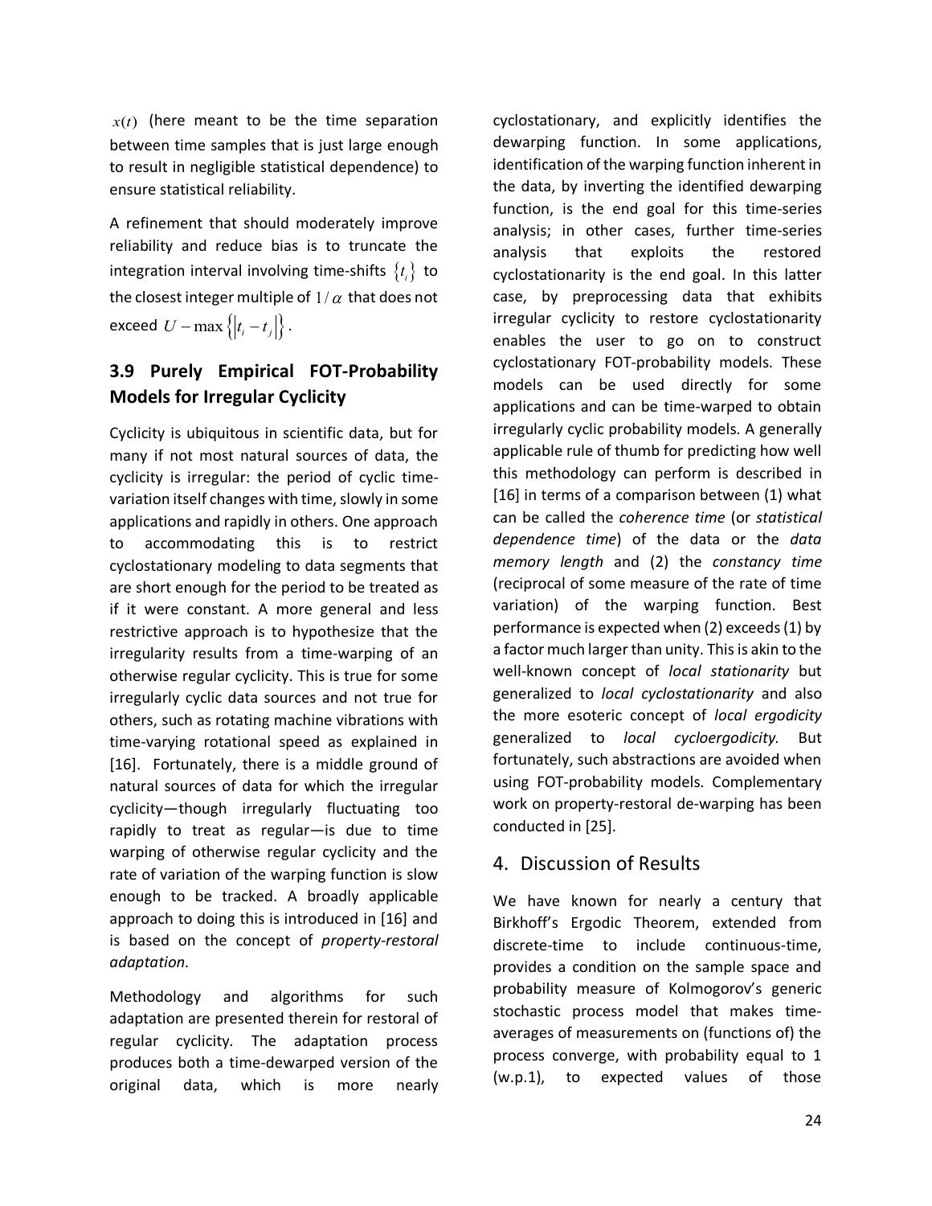$x(t)$ (here meant to be the time separation between time samples that is just large enough to result in negligible statistical dependence) to ensure statistical reliability.

A refinement that should moderately improve reliability and reduce bias is to truncate the integration interval involving time-shifts $\{t_i\}$ to the closest integer multiple of $1/\alpha$ that does not exceed $U - \max\{|t_i - t_j|\}$.

### 3.9 Purely Empirical FOT-Probability Models for Irregular Cyclicity

Cyclicity is ubiquitous in scientific data, but for many if not most natural sources of data, the cyclicity is irregular: the period of cyclic time-variation itself changes with time, slowly in some applications and rapidly in others. One approach to accommodating this is to restrict cyclostationary modeling to data segments that are short enough for the period to be treated as if it were constant. A more general and less restrictive approach is to hypothesize that the irregularity results from a time-warping of an otherwise regular cyclicity. This is true for some irregularly cyclic data sources and not true for others, such as rotating machine vibrations with time-varying rotational speed as explained in [16]. Fortunately, there is a middle ground of natural sources of data for which the irregular cyclicity—though irregularly fluctuating too rapidly to treat as regular—is due to time warping of otherwise regular cyclicity and the rate of variation of the warping function is slow enough to be tracked. A broadly applicable approach to doing this is introduced in [16] and is based on the concept of *property-restoral adaptation.*

Methodology and algorithms for such adaptation are presented therein for restoral of regular cyclicity. The adaptation process produces both a time-dewarped version of the original data, which is more nearly cyclostationary, and explicitly identifies the dewarping function. In some applications, identification of the warping function inherent in the data, by inverting the identified dewarping function, is the end goal for this time-series analysis; in other cases, further time-series analysis that exploits the restored cyclostationarity is the end goal. In this latter case, by preprocessing data that exhibits irregular cyclicity to restore cyclostationarity enables the user to go on to construct cyclostationary FOT-probability models. These models can be used directly for some applications and can be time-warped to obtain irregularly cyclic probability models. A generally applicable rule of thumb for predicting how well this methodology can perform is described in [16] in terms of a comparison between (1) what can be called the *coherence time* (or *statistical dependence time*) of the data or the *data memory length* and (2) the *constancy time* (reciprocal of some measure of the rate of time variation) of the warping function. Best performance is expected when (2) exceeds (1) by a factor much larger than unity. This is akin to the well-known concept of *local stationarity* but generalized to *local cyclostationarity* and also the more esoteric concept of *local ergodicity* generalized to *local cycloergodicity.* But fortunately, such abstractions are avoided when using FOT-probability models. Complementary work on property-restoral de-warping has been conducted in [25].

## 4. Discussion of Results

We have known for nearly a century that Birkhoff's Ergodic Theorem, extended from discrete-time to include continuous-time, provides a condition on the sample space and probability measure of Kolmogorov's generic stochastic process model that makes time-averages of measurements on (functions of) the process converge, with probability equal to 1 (w.p.1), to expected values of those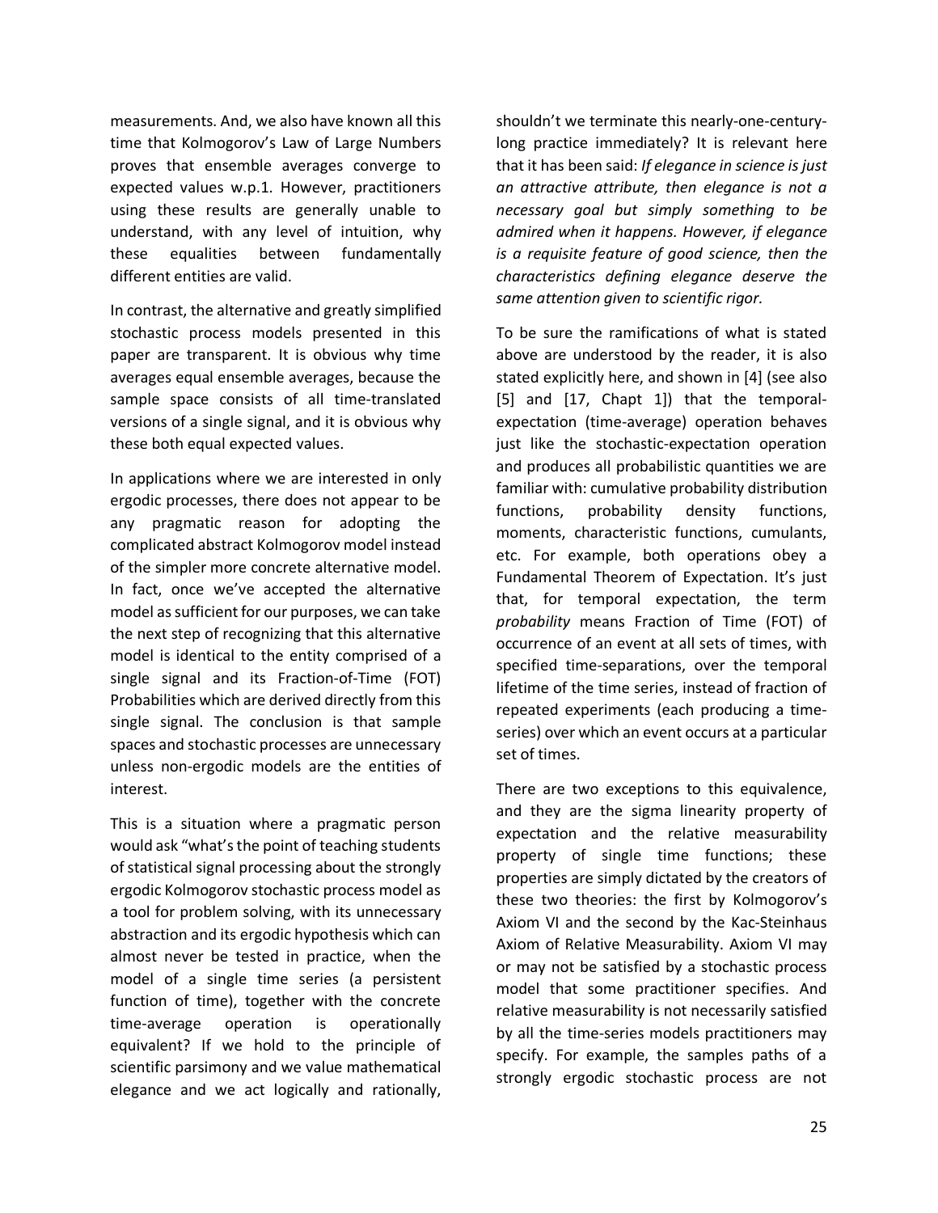measurements. And, we also have known all this time that Kolmogorov's Law of Large Numbers proves that ensemble averages converge to expected values w.p.1. However, practitioners using these results are generally unable to understand, with any level of intuition, why these equalities between fundamentally different entities are valid.

In contrast, the alternative and greatly simplified stochastic process models presented in this paper are transparent. It is obvious why time averages equal ensemble averages, because the sample space consists of all time-translated versions of a single signal, and it is obvious why these both equal expected values.

In applications where we are interested in only ergodic processes, there does not appear to be any pragmatic reason for adopting the complicated abstract Kolmogorov model instead of the simpler more concrete alternative model. In fact, once we've accepted the alternative model as sufficient for our purposes, we can take the next step of recognizing that this alternative model is identical to the entity comprised of a single signal and its Fraction-of-Time (FOT) Probabilities which are derived directly from this single signal. The conclusion is that sample spaces and stochastic processes are unnecessary unless non-ergodic models are the entities of interest.

This is a situation where a pragmatic person would ask "what's the point of teaching students of statistical signal processing about the strongly ergodic Kolmogorov stochastic process model as a tool for problem solving, with its unnecessary abstraction and its ergodic hypothesis which can almost never be tested in practice, when the model of a single time series (a persistent function of time), together with the concrete time-average operation is operationally equivalent? If we hold to the principle of scientific parsimony and we value mathematical elegance and we act logically and rationally, shouldn't we terminate this nearly-one-century-long practice immediately? It is relevant here that it has been said: *If elegance in science is just an attractive attribute, then elegance is not a necessary goal but simply something to be admired when it happens. However, if elegance is a requisite feature of good science, then the characteristics defining elegance deserve the same attention given to scientific rigor.*

To be sure the ramifications of what is stated above are understood by the reader, it is also stated explicitly here, and shown in [4] (see also [5] and [17, Chapt 1]) that the temporal-expectation (time-average) operation behaves just like the stochastic-expectation operation and produces all probabilistic quantities we are familiar with: cumulative probability distribution functions, probability density functions, moments, characteristic functions, cumulants, etc. For example, both operations obey a Fundamental Theorem of Expectation. It's just that, for temporal expectation, the term *probability* means Fraction of Time (FOT) of occurrence of an event at all sets of times, with specified time-separations, over the temporal lifetime of the time series, instead of fraction of repeated experiments (each producing a time-series) over which an event occurs at a particular set of times.

There are two exceptions to this equivalence, and they are the sigma linearity property of expectation and the relative measurability property of single time functions; these properties are simply dictated by the creators of these two theories: the first by Kolmogorov's Axiom VI and the second by the Kac-Steinhaus Axiom of Relative Measurability. Axiom VI may or may not be satisfied by a stochastic process model that some practitioner specifies. And relative measurability is not necessarily satisfied by all the time-series models practitioners may specify. For example, the samples paths of a strongly ergodic stochastic process are not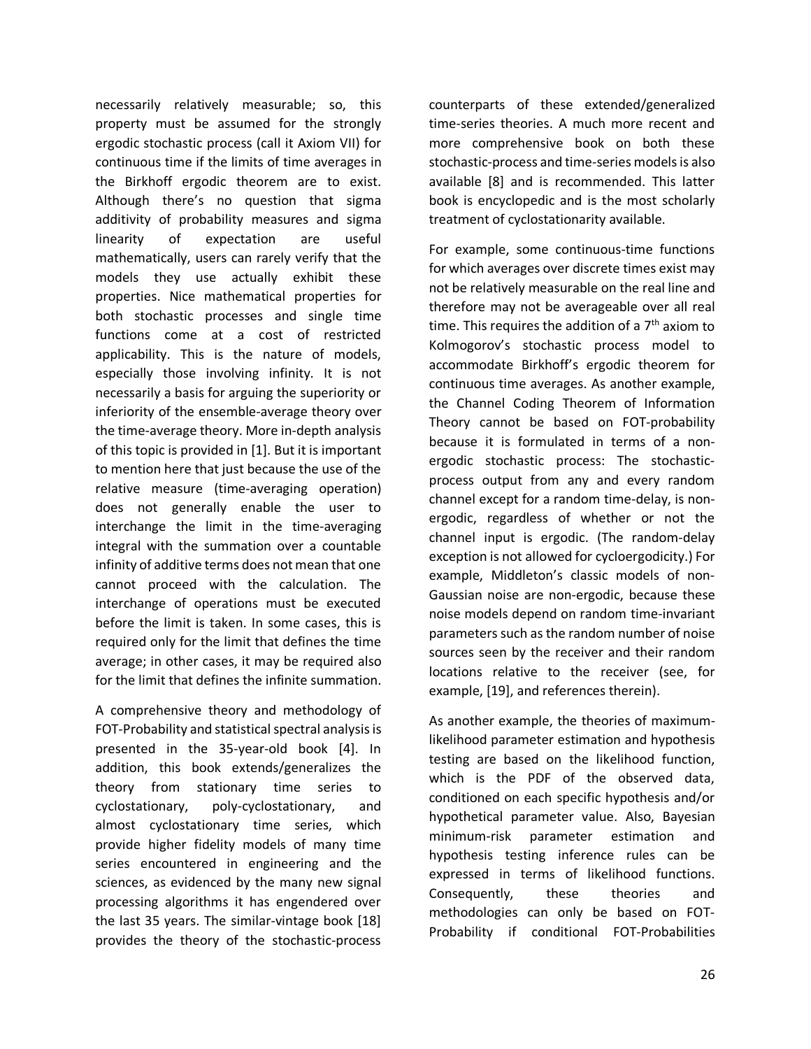necessarily relatively measurable; so, this property must be assumed for the strongly ergodic stochastic process (call it Axiom VII) for continuous time if the limits of time averages in the Birkhoff ergodic theorem are to exist. Although there's no question that sigma additivity of probability measures and sigma linearity of expectation are useful mathematically, users can rarely verify that the models they use actually exhibit these properties. Nice mathematical properties for both stochastic processes and single time functions come at a cost of restricted applicability. This is the nature of models, especially those involving infinity. It is not necessarily a basis for arguing the superiority or inferiority of the ensemble-average theory over the time-average theory. More in-depth analysis of this topic is provided in [1]. But it is important to mention here that just because the use of the relative measure (time-averaging operation) does not generally enable the user to interchange the limit in the time-averaging integral with the summation over a countable infinity of additive terms does not mean that one cannot proceed with the calculation. The interchange of operations must be executed before the limit is taken. In some cases, this is required only for the limit that defines the time average; in other cases, it may be required also for the limit that defines the infinite summation.

A comprehensive theory and methodology of FOT-Probability and statistical spectral analysis is presented in the 35-year-old book [4]. In addition, this book extends/generalizes the theory from stationary time series to cyclostationary, poly-cyclostationary, and almost cyclostationary time series, which provide higher fidelity models of many time series encountered in engineering and the sciences, as evidenced by the many new signal processing algorithms it has engendered over the last 35 years. The similar-vintage book [18] provides the theory of the stochastic-process counterparts of these extended/generalized time-series theories. A much more recent and more comprehensive book on both these stochastic-process and time-series models is also available [8] and is recommended. This latter book is encyclopedic and is the most scholarly treatment of cyclostationarity available.

For example, some continuous-time functions for which averages over discrete times exist may not be relatively measurable on the real line and therefore may not be averageable over all real time. This requires the addition of a 7th axiom to Kolmogorov's stochastic process model to accommodate Birkhoff's ergodic theorem for continuous time averages. As another example, the Channel Coding Theorem of Information Theory cannot be based on FOT-probability because it is formulated in terms of a non-ergodic stochastic process: The stochastic-process output from any and every random channel except for a random time-delay, is non-ergodic, regardless of whether or not the channel input is ergodic. (The random-delay exception is not allowed for cycloergodicity.) For example, Middleton's classic models of non-Gaussian noise are non-ergodic, because these noise models depend on random time-invariant parameters such as the random number of noise sources seen by the receiver and their random locations relative to the receiver (see, for example, [19], and references therein).

As another example, the theories of maximum-likelihood parameter estimation and hypothesis testing are based on the likelihood function, which is the PDF of the observed data, conditioned on each specific hypothesis and/or hypothetical parameter value. Also, Bayesian minimum-risk parameter estimation and hypothesis testing inference rules can be expressed in terms of likelihood functions. Consequently, these theories and methodologies can only be based on FOT-Probability if conditional FOT-Probabilities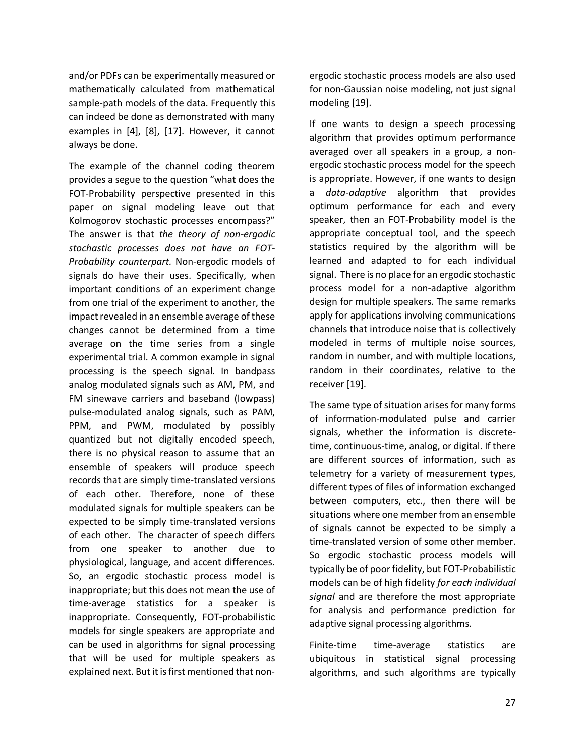and/or PDFs can be experimentally measured or mathematically calculated from mathematical sample-path models of the data. Frequently this can indeed be done as demonstrated with many examples in [4], [8], [17]. However, it cannot always be done.

The example of the channel coding theorem provides a segue to the question "what does the FOT-Probability perspective presented in this paper on signal modeling leave out that Kolmogorov stochastic processes encompass?" The answer is that *the theory of non-ergodic stochastic processes does not have an FOT-Probability counterpart.* Non-ergodic models of signals do have their uses. Specifically, when important conditions of an experiment change from one trial of the experiment to another, the impact revealed in an ensemble average of these changes cannot be determined from a time average on the time series from a single experimental trial. A common example in signal processing is the speech signal. In bandpass analog modulated signals such as AM, PM, and FM sinewave carriers and baseband (lowpass) pulse-modulated analog signals, such as PAM, PPM, and PWM, modulated by possibly quantized but not digitally encoded speech, there is no physical reason to assume that an ensemble of speakers will produce speech records that are simply time-translated versions of each other. Therefore, none of these modulated signals for multiple speakers can be expected to be simply time-translated versions of each other. The character of speech differs from one speaker to another due to physiological, language, and accent differences. So, an ergodic stochastic process model is inappropriate; but this does not mean the use of time-average statistics for a speaker is inappropriate. Consequently, FOT-probabilistic models for single speakers are appropriate and can be used in algorithms for signal processing that will be used for multiple speakers as explained next. But it is first mentioned that non-ergodic stochastic process models are also used for non-Gaussian noise modeling, not just signal modeling [19].

If one wants to design a speech processing algorithm that provides optimum performance averaged over all speakers in a group, a non-ergodic stochastic process model for the speech is appropriate. However, if one wants to design a *data-adaptive* algorithm that provides optimum performance for each and every speaker, then an FOT-Probability model is the appropriate conceptual tool, and the speech statistics required by the algorithm will be learned and adapted to for each individual signal. There is no place for an ergodic stochastic process model for a non-adaptive algorithm design for multiple speakers. The same remarks apply for applications involving communications channels that introduce noise that is collectively modeled in terms of multiple noise sources, random in number, and with multiple locations, random in their coordinates, relative to the receiver [19].

The same type of situation arises for many forms of information-modulated pulse and carrier signals, whether the information is discrete-time, continuous-time, analog, or digital. If there are different sources of information, such as telemetry for a variety of measurement types, different types of files of information exchanged between computers, etc., then there will be situations where one member from an ensemble of signals cannot be expected to be simply a time-translated version of some other member. So ergodic stochastic process models will typically be of poor fidelity, but FOT-Probabilistic models can be of high fidelity *for each individual signal* and are therefore the most appropriate for analysis and performance prediction for adaptive signal processing algorithms.

Finite-time time-average statistics are ubiquitous in statistical signal processing algorithms, and such algorithms are typically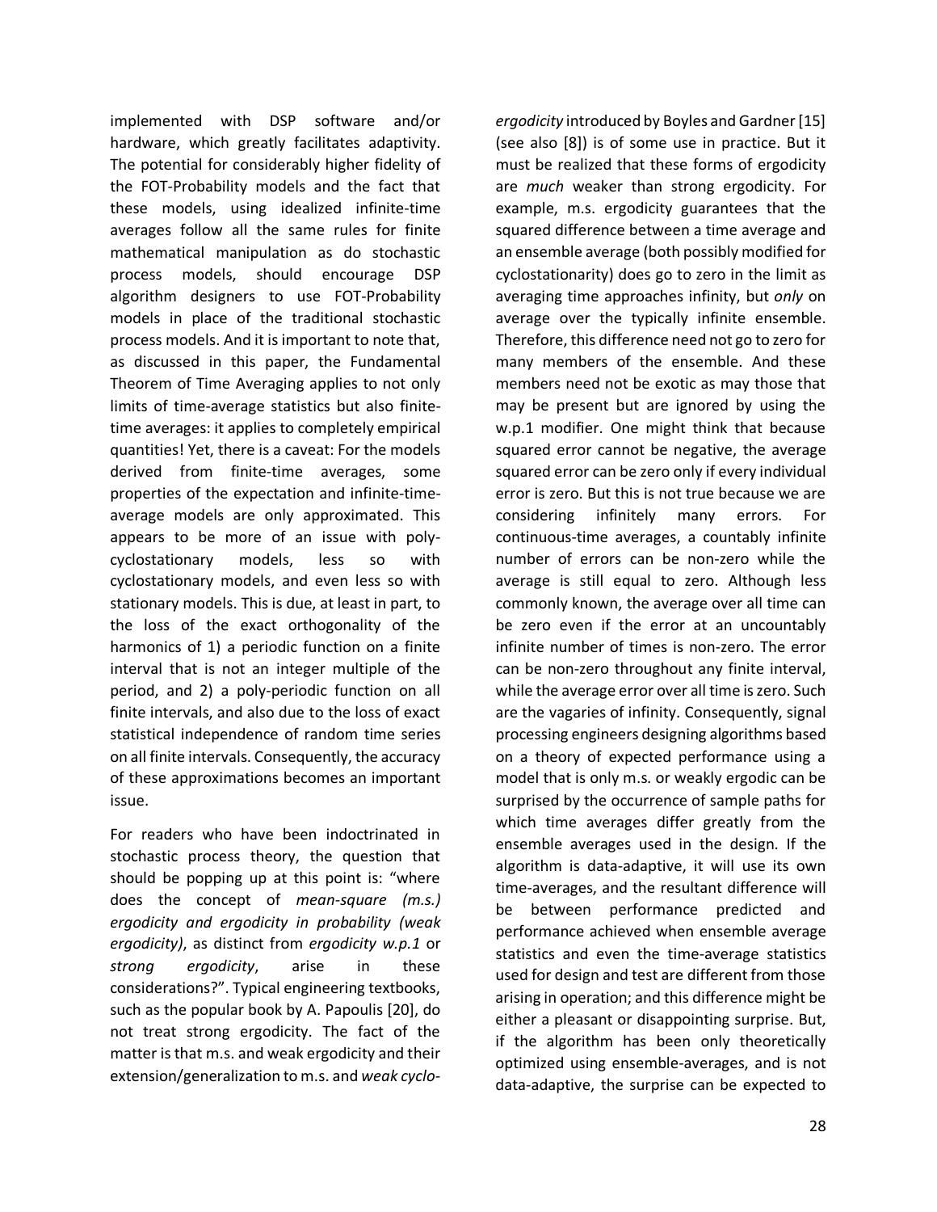implemented with DSP software and/or hardware, which greatly facilitates adaptivity. The potential for considerably higher fidelity of the FOT-Probability models and the fact that these models, using idealized infinite-time averages follow all the same rules for finite mathematical manipulation as do stochastic process models, should encourage DSP algorithm designers to use FOT-Probability models in place of the traditional stochastic process models. And it is important to note that, as discussed in this paper, the Fundamental Theorem of Time Averaging applies to not only limits of time-average statistics but also finite-time averages: it applies to completely empirical quantities! Yet, there is a caveat: For the models derived from finite-time averages, some properties of the expectation and infinite-time-average models are only approximated. This appears to be more of an issue with poly-cyclostationary models, less so with cyclostationary models, and even less so with stationary models. This is due, at least in part, to the loss of the exact orthogonality of the harmonics of 1) a periodic function on a finite interval that is not an integer multiple of the period, and 2) a poly-periodic function on all finite intervals, and also due to the loss of exact statistical independence of random time series on all finite intervals. Consequently, the accuracy of these approximations becomes an important issue.

For readers who have been indoctrinated in stochastic process theory, the question that should be popping up at this point is: "where does the concept of *mean-square (m.s.) ergodicity and ergodicity in probability (weak ergodicity)*, as distinct from *ergodicity w.p.1* or *strong ergodicity*, arise in these considerations?". Typical engineering textbooks, such as the popular book by A. Papoulis [20], do not treat strong ergodicity. The fact of the matter is that m.s. and weak ergodicity and their extension/generalization to m.s. and *weak cyclo-ergodicity* introduced by Boyles and Gardner [15] (see also [8]) is of some use in practice. But it must be realized that these forms of ergodicity are *much* weaker than strong ergodicity. For example, m.s. ergodicity guarantees that the squared difference between a time average and an ensemble average (both possibly modified for cyclostationarity) does go to zero in the limit as averaging time approaches infinity, but *only* on average over the typically infinite ensemble. Therefore, this difference need not go to zero for many members of the ensemble. And these members need not be exotic as may those that may be present but are ignored by using the w.p.1 modifier. One might think that because squared error cannot be negative, the average squared error can be zero only if every individual error is zero. But this is not true because we are considering infinitely many errors. For continuous-time averages, a countably infinite number of errors can be non-zero while the average is still equal to zero. Although less commonly known, the average over all time can be zero even if the error at an uncountably infinite number of times is non-zero. The error can be non-zero throughout any finite interval, while the average error over all time is zero. Such are the vagaries of infinity. Consequently, signal processing engineers designing algorithms based on a theory of expected performance using a model that is only m.s. or weakly ergodic can be surprised by the occurrence of sample paths for which time averages differ greatly from the ensemble averages used in the design. If the algorithm is data-adaptive, it will use its own time-averages, and the resultant difference will be between performance predicted and performance achieved when ensemble average statistics and even the time-average statistics used for design and test are different from those arising in operation; and this difference might be either a pleasant or disappointing surprise. But, if the algorithm has been only theoretically optimized using ensemble-averages, and is not data-adaptive, the surprise can be expected to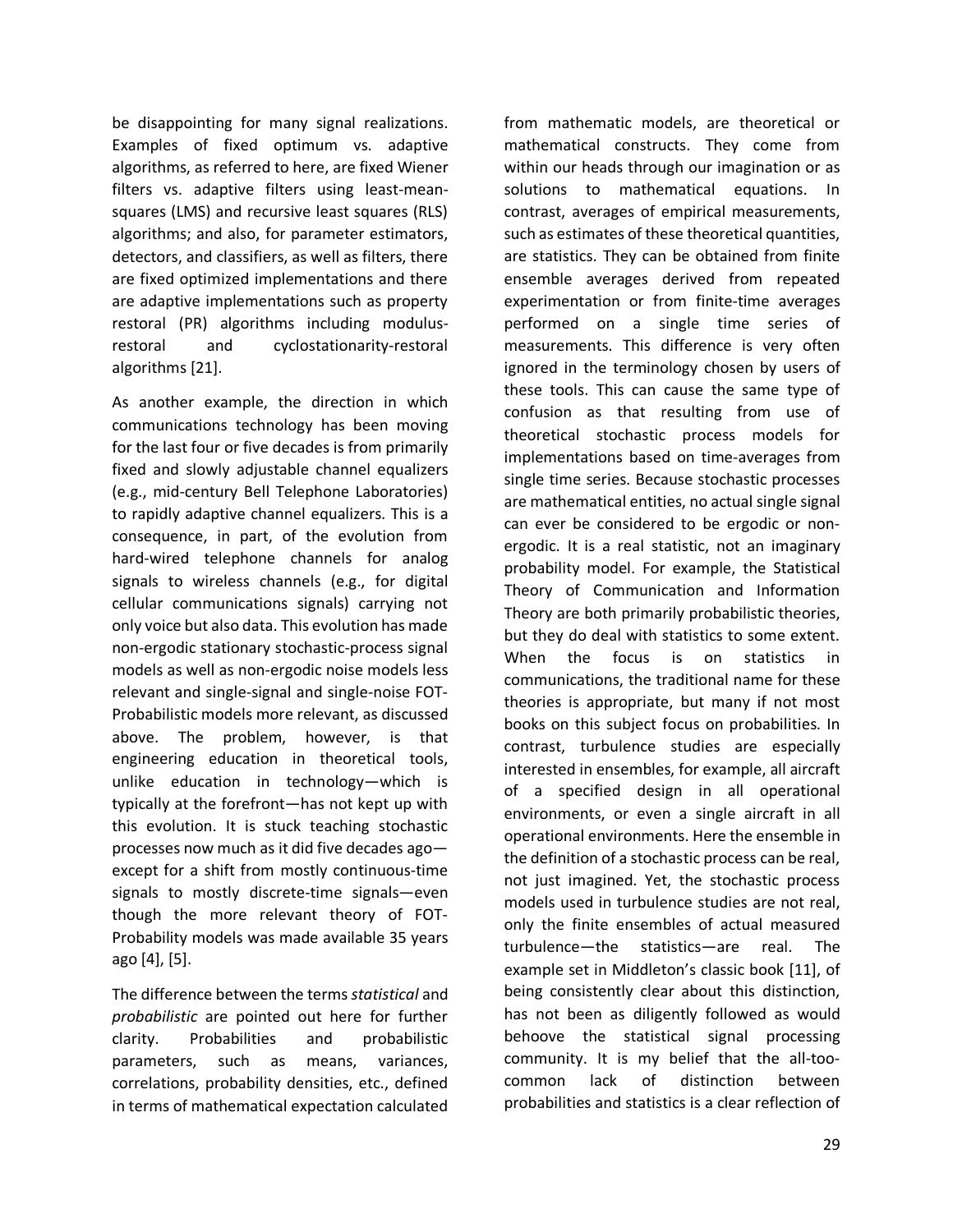be disappointing for many signal realizations. Examples of fixed optimum vs. adaptive algorithms, as referred to here, are fixed Wiener filters vs. adaptive filters using least-mean-squares (LMS) and recursive least squares (RLS) algorithms; and also, for parameter estimators, detectors, and classifiers, as well as filters, there are fixed optimized implementations and there are adaptive implementations such as property restoral (PR) algorithms including modulus-restoral and cyclostationarity-restoral algorithms [21].

As another example, the direction in which communications technology has been moving for the last four or five decades is from primarily fixed and slowly adjustable channel equalizers (e.g., mid-century Bell Telephone Laboratories) to rapidly adaptive channel equalizers. This is a consequence, in part, of the evolution from hard-wired telephone channels for analog signals to wireless channels (e.g., for digital cellular communications signals) carrying not only voice but also data. This evolution has made non-ergodic stationary stochastic-process signal models as well as non-ergodic noise models less relevant and single-signal and single-noise FOT-Probabilistic models more relevant, as discussed above. The problem, however, is that engineering education in theoretical tools, unlike education in technology—which is typically at the forefront—has not kept up with this evolution. It is stuck teaching stochastic processes now much as it did five decades ago—except for a shift from mostly continuous-time signals to mostly discrete-time signals—even though the more relevant theory of FOT-Probability models was made available 35 years ago [4], [5].

The difference between the terms *statistical* and *probabilistic* are pointed out here for further clarity. Probabilities and probabilistic parameters, such as means, variances, correlations, probability densities, etc., defined in terms of mathematical expectation calculated from mathematic models, are theoretical or mathematical constructs. They come from within our heads through our imagination or as solutions to mathematical equations. In contrast, averages of empirical measurements, such as estimates of these theoretical quantities, are statistics. They can be obtained from finite ensemble averages derived from repeated experimentation or from finite-time averages performed on a single time series of measurements. This difference is very often ignored in the terminology chosen by users of these tools. This can cause the same type of confusion as that resulting from use of theoretical stochastic process models for implementations based on time-averages from single time series. Because stochastic processes are mathematical entities, no actual single signal can ever be considered to be ergodic or non-ergodic. It is a real statistic, not an imaginary probability model. For example, the Statistical Theory of Communication and Information Theory are both primarily probabilistic theories, but they do deal with statistics to some extent. When the focus is on statistics in communications, the traditional name for these theories is appropriate, but many if not most books on this subject focus on probabilities. In contrast, turbulence studies are especially interested in ensembles, for example, all aircraft of a specified design in all operational environments, or even a single aircraft in all operational environments. Here the ensemble in the definition of a stochastic process can be real, not just imagined. Yet, the stochastic process models used in turbulence studies are not real, only the finite ensembles of actual measured turbulence—the statistics—are real. The example set in Middleton's classic book [11], of being consistently clear about this distinction, has not been as diligently followed as would behoove the statistical signal processing community. It is my belief that the all-too-common lack of distinction between probabilities and statistics is a clear reflection of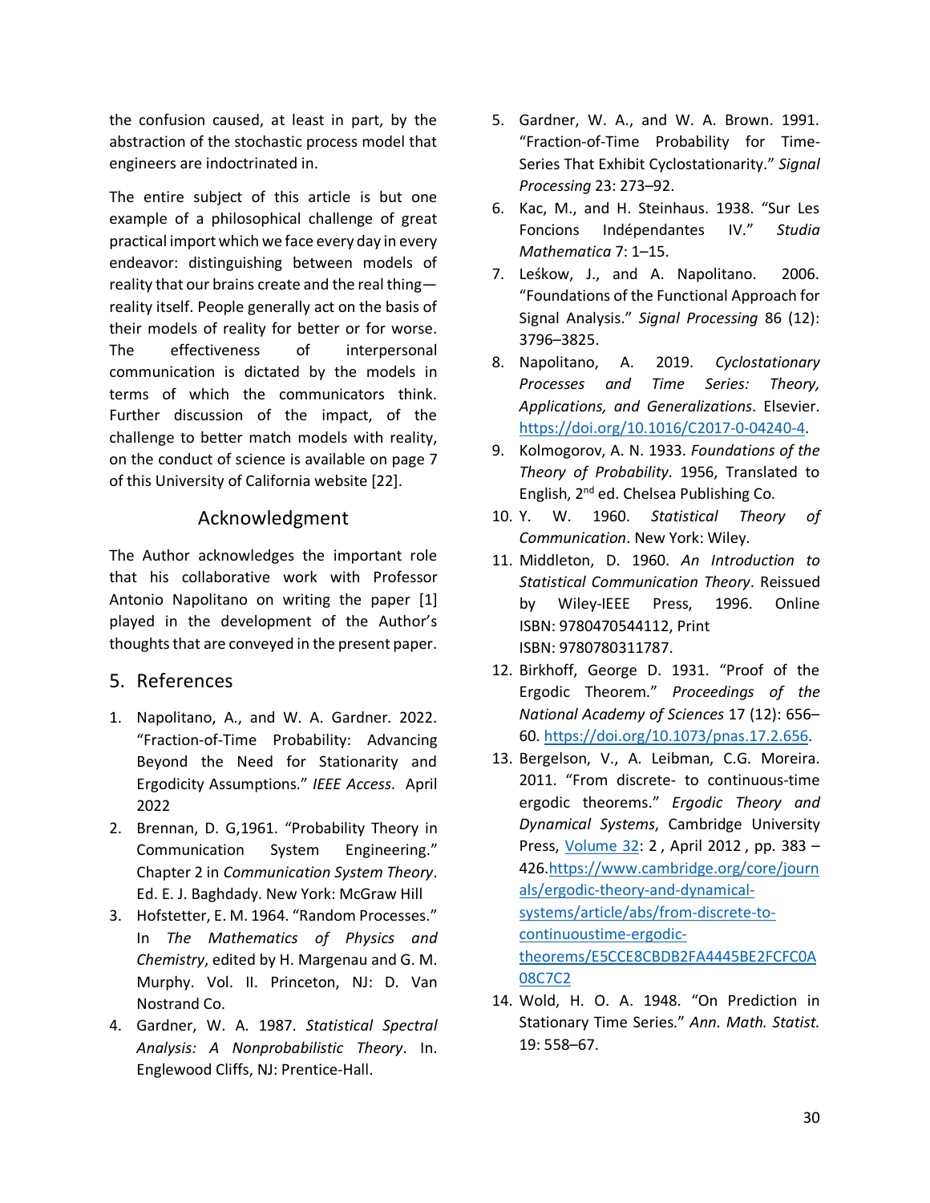the confusion caused, at least in part, by the abstraction of the stochastic process model that engineers are indoctrinated in.

The entire subject of this article is but one example of a philosophical challenge of great practical import which we face every day in every endeavor: distinguishing between models of reality that our brains create and the real thing—reality itself. People generally act on the basis of their models of reality for better or for worse. The effectiveness of interpersonal communication is dictated by the models in terms of which the communicators think. Further discussion of the impact, of the challenge to better match models with reality, on the conduct of science is available on page 7 of this University of California website [22].

## Acknowledgment

The Author acknowledges the important role that his collaborative work with Professor Antonio Napolitano on writing the paper [1] played in the development of the Author's thoughts that are conveyed in the present paper.

## 5. References

1. Napolitano, A., and W. A. Gardner. 2022. "Fraction-of-Time Probability: Advancing Beyond the Need for Stationarity and Ergodicity Assumptions." *IEEE Access*. April 2022
2. Brennan, D. G,1961. "Probability Theory in Communication System Engineering." Chapter 2 in *Communication System Theory*. Ed. E. J. Baghdady. New York: McGraw Hill
3. Hofstetter, E. M. 1964. "Random Processes." In *The Mathematics of Physics and Chemistry*, edited by H. Margenau and G. M. Murphy. Vol. II. Princeton, NJ: D. Van Nostrand Co.
4. Gardner, W. A. 1987. *Statistical Spectral Analysis: A Nonprobabilistic Theory*. In. Englewood Cliffs, NJ: Prentice-Hall.
5. Gardner, W. A., and W. A. Brown. 1991. "Fraction-of-Time Probability for Time-Series That Exhibit Cyclostationarity." *Signal Processing* 23: 273–92.
6. Kac, M., and H. Steinhaus. 1938. "Sur Les Foncions Indépendantes IV." *Studia Mathematica* 7: 1–15.
7. Leśkow, J., and A. Napolitano. 2006. "Foundations of the Functional Approach for Signal Analysis." *Signal Processing* 86 (12): 3796–3825.
8. Napolitano, A. 2019. *Cyclostationary Processes and Time Series: Theory, Applications, and Generalizations*. Elsevier. https://doi.org/10.1016/C2017-0-04240-4.
9. Kolmogorov, A. N. 1933. *Foundations of the Theory of Probability*. 1956, Translated to English, 2nd ed. Chelsea Publishing Co.
10. Y. W. 1960. *Statistical Theory of Communication*. New York: Wiley.
11. Middleton, D. 1960. *An Introduction to Statistical Communication Theory*. Reissued by Wiley-IEEE Press, 1996. Online ISBN: 9780470544112, Print ISBN: 9780780311787.
12. Birkhoff, George D. 1931. "Proof of the Ergodic Theorem." *Proceedings of the National Academy of Sciences* 17 (12): 656–60. https://doi.org/10.1073/pnas.17.2.656.
13. Bergelson, V., A. Leibman, C.G. Moreira. 2011. "From discrete- to continuous-time ergodic theorems." *Ergodic Theory and Dynamical Systems*, Cambridge University Press, Volume 32: 2 , April 2012 , pp. 383 – 426.https://www.cambridge.org/core/journals/ergodic-theory-and-dynamical-systems/article/abs/from-discrete-to-continuoustime-ergodic-theorems/E5CCE8CBDB2FA4445BE2FCFC0A08C7C2
14. Wold, H. O. A. 1948. "On Prediction in Stationary Time Series." *Ann. Math. Statist.* 19: 558–67.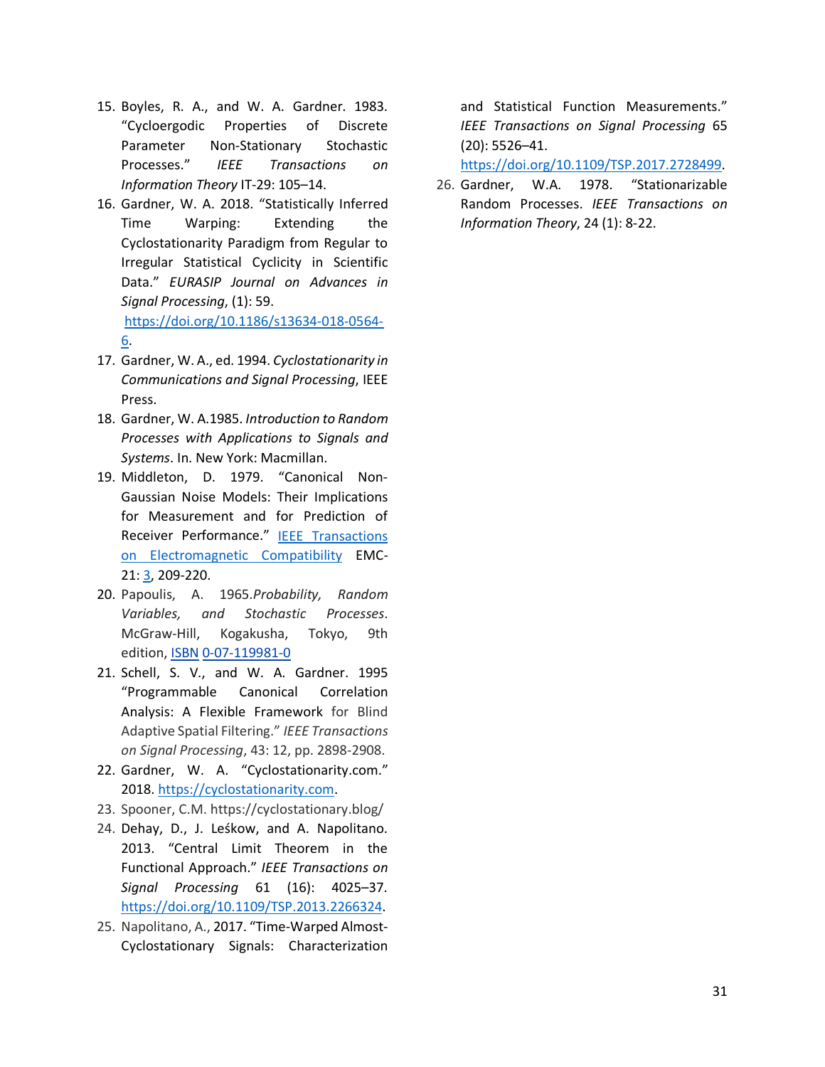15. Boyles, R. A., and W. A. Gardner. 1983. “Cycloergodic Properties of Discrete Parameter Non-Stationary Stochastic Processes.” *IEEE Transactions on Information Theory* IT-29: 105–14.
16. Gardner, W. A. 2018. “Statistically Inferred Time Warping: Extending the Cyclostationarity Paradigm from Regular to Irregular Statistical Cyclicity in Scientific Data.” *EURASIP Journal on Advances in Signal Processing*, (1): 59. https://doi.org/10.1186/s13634-018-0564-6.
17. Gardner, W. A., ed. 1994. *Cyclostationarity in Communications and Signal Processing*, IEEE Press.
18. Gardner, W. A.1985. *Introduction to Random Processes with Applications to Signals and Systems*. In. New York: Macmillan.
19. Middleton, D. 1979. “Canonical Non-Gaussian Noise Models: Their Implications for Measurement and for Prediction of Receiver Performance.” IEEE Transactions on Electromagnetic Compatibility EMC-21: 3, 209-220.
20. Papoulis, A. 1965.*Probability, Random Variables, and Stochastic Processes*. McGraw-Hill, Kogakusha, Tokyo, 9th edition, ISBN 0-07-119981-0
21. Schell, S. V., and W. A. Gardner. 1995 “Programmable Canonical Correlation Analysis: A Flexible Framework for Blind Adaptive Spatial Filtering.” *IEEE Transactions on Signal Processing*, 43: 12, pp. 2898-2908.
22. Gardner, W. A. “Cyclostationarity.com.” 2018. https://cyclostationarity.com.
23. Spooner, C.M. https://cyclostationary.blog/
24. Dehay, D., J. Leśkow, and A. Napolitano. 2013. “Central Limit Theorem in the Functional Approach.” *IEEE Transactions on Signal Processing* 61 (16): 4025–37. https://doi.org/10.1109/TSP.2013.2266324.
25. Napolitano, A., 2017. “Time-Warped Almost-Cyclostationary Signals: Characterization and Statistical Function Measurements.” *IEEE Transactions on Signal Processing* 65 (20): 5526–41. https://doi.org/10.1109/TSP.2017.2728499.
26. Gardner, W.A. 1978. “Stationarizable Random Processes. *IEEE Transactions on Information Theory*, 24 (1): 8-22.